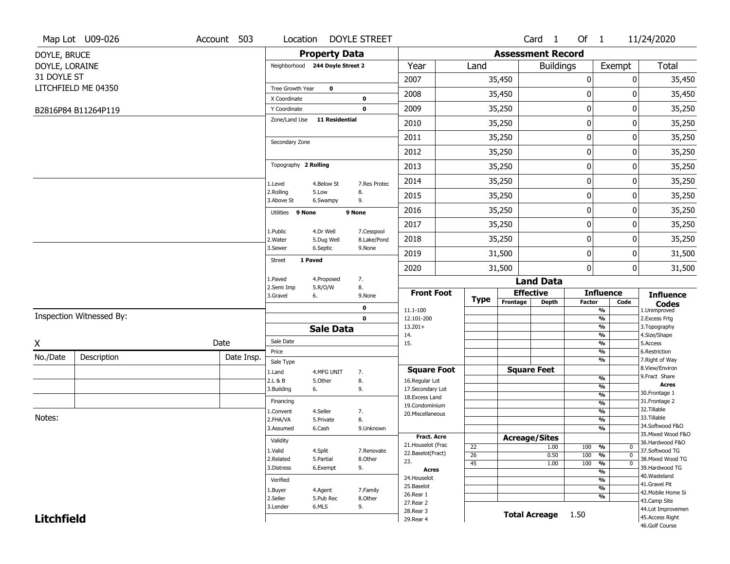Map Lot U09-026 | Account 503 | Location DOYLE STREET | Card 1 Of 1 | 11/24/2020

DOYLE, BRUCE
DOYLE, LORAINE
31 DOYLE ST
LITCHFIELD ME 04350

B2816P84 B11264P119

## Property Data

Neighborhood **244 Doyle Street 2**

Tree Growth Year **0**
X Coordinate **0**
Y Coordinate **0**
Zone/Land Use **11 Residential**

Secondary Zone

Topography **2 Rolling**

1.Level 4.Below St 7.Res Protec
2.Rolling 5.Low 8.
3.Above St 6.Swampy 9.

Utilities **9 None** **9 None**

1.Public 4.Dr Well 7.Cesspool
2.Water 5.Dug Well 8.Lake/Pond
3.Sewer 6.Septic 9.None

Street **1 Paved**

1.Paved 4.Proposed 7.
2.Semi Imp 5.R/O/W 8.
3.Gravel 6. 9.None

**0**
**0**

## Assessment Record

| Year | Land | Buildings | Exempt | Total |
|---|---|---|---|---|
| 2007 | 35,450 | 0 | 0 | 35,450 |
| 2008 | 35,450 | 0 | 0 | 35,450 |
| 2009 | 35,250 | 0 | 0 | 35,250 |
| 2010 | 35,250 | 0 | 0 | 35,250 |
| 2011 | 35,250 | 0 | 0 | 35,250 |
| 2012 | 35,250 | 0 | 0 | 35,250 |
| 2013 | 35,250 | 0 | 0 | 35,250 |
| 2014 | 35,250 | 0 | 0 | 35,250 |
| 2015 | 35,250 | 0 | 0 | 35,250 |
| 2016 | 35,250 | 0 | 0 | 35,250 |
| 2017 | 35,250 | 0 | 0 | 35,250 |
| 2018 | 35,250 | 0 | 0 | 35,250 |
| 2019 | 31,500 | 0 | 0 | 31,500 |
| 2020 | 31,500 | 0 | 0 | 31,500 |

## Land Data

| Front Foot | Type | Effective Frontage | Effective Depth | Influence Factor | Influence Code |
|---|---|---|---|---|---|
| 11.1-100 | | | | % | |
| 12.101-200 | | | | % | |
| 13.201+ | | | | % | |
| 14. | | | | % | |
| 15. | | | | % | |
| | | | | % | |
| | | | | % | |

| Square Foot | Square Feet | Influence Factor | Influence Code |
|---|---|---|---|
| 16.Regular Lot | | % | |
| 17.Secondary Lot | | % | |
| 18.Excess Land | | % | |
| 19.Condominium | | % | |
| 20.Miscellaneous | | % | |
| | | % | |
| | | % | |

| Fract. Acre / Acres | Type | Acreage/Sites | Influence Factor | Influence Code |
|---|---|---|---|---|
| 21.Houselot (Frac | 22 | 1.00 | 100 % | 0 |
| 22.Baselot(Fract) | 26 | 0.50 | 100 % | 0 |
| 23. | 45 | 1.00 | 100 % | 0 |
| 24.Houselot | | | % | |
| 25.Baselot | | | % | |
| 26.Rear 1 | | | % | |
| 27.Rear 2 | | | % | |
| 28.Rear 3 | | | | |
| 29.Rear 4 | | | | |

**Total Acreage** 1.50

**Influence Codes**
1.Unimproved
2.Excess Frtg
3.Topography
4.Size/Shape
5.Access
6.Restriction
7.Right of Way
8.View/Environ
9.Fract Share

**Acres**
30.Frontage 1
31.Frontage 2
32.Tillable
33.Tillable
34.Softwood F&O
35.Mixed Wood F&O
36.Hardwood F&O
37.Softwood TG
38.Mixed Wood TG
39.Hardwood TG
40.Wasteland
41.Gravel Pit
42.Mobile Home Si
43.Camp Site
44.Lot Improvemen
45.Access Right
46.Golf Course

## Sale Data

Sale Date
Price
Sale Type
1.Land 4.MFG UNIT 7.
2.L & B 5.Other 8.
3.Building 6. 9.

Financing
1.Convent 4.Seller 7.
2.FHA/VA 5.Private 8.
3.Assumed 6.Cash 9.Unknown

Validity
1.Valid 4.Split 7.Renovate
2.Related 5.Partial 8.Other
3.Distress 6.Exempt 9.

Verified
1.Buyer 4.Agent 7.Family
2.Seller 5.Pub Rec 8.Other
3.Lender 6.MLS 9.

Inspection Witnessed By:

X Date

| No./Date | Description | Date Insp. |
|---|---|---|
| | | |
| | | |
| | | |

Notes:

**Litchfield**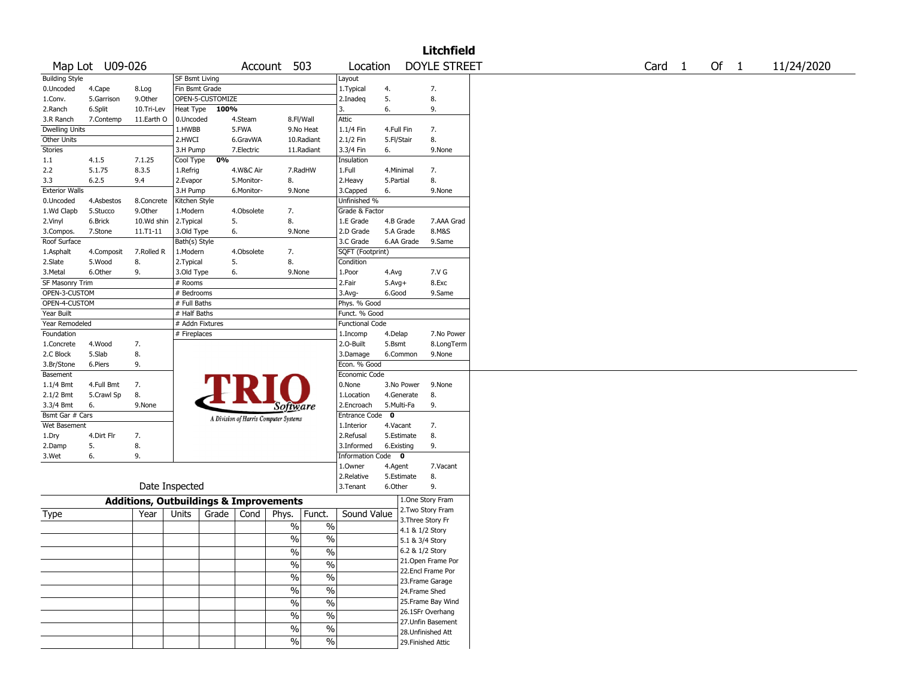# Litchfield

Map Lot U09-026 | Account 503 | Location DOYLE STREET | Card 1 Of 1 | 11/24/2020

| Building Style | | | SF Bsmt Living | | | Layout | | |
|---|---|---|---|---|---|---|---|---|
| 0.Uncoded | 4.Cape | 8.Log | Fin Bsmt Grade | | | 1.Typical | 4. | 7. |
| 1.Conv. | 5.Garrison | 9.Other | OPEN-5-CUSTOMIZE | | | 2.Inadeq | 5. | 8. |
| 2.Ranch | 6.Split | 10.Tri-Lev | Heat Type 100% | | | 3. | 6. | 9. |
| 3.R Ranch | 7.Contemp | 11.Earth O | 0.Uncoded | 4.Steam | 8.Fl/Wall | Attic | | |
| Dwelling Units | | | 1.HWBB | 5.FWA | 9.No Heat | 1.1/4 Fin | 4.Full Fin | 7. |
| Other Units | | | 2.HWCI | 6.GravWA | 10.Radiant | 2.1/2 Fin | 5.Fl/Stair | 8. |
| Stories | | | 3.H Pump | 7.Electric | 11.Radiant | 3.3/4 Fin | 6. | 9.None |
| 1.1 | 4.1.5 | 7.1.25 | Cool Type 0% | | | Insulation | | |
| 2.2 | 5.1.75 | 8.3.5 | 1.Refrig | 4.W&C Air | 7.RadHW | 1.Full | 4.Minimal | 7. |
| 3.3 | 6.2.5 | 9.4 | 2.Evapor | 5.Monitor- | 8. | 2.Heavy | 5.Partial | 8. |
| Exterior Walls | | | 3.H Pump | 6.Monitor- | 9.None | 3.Capped | 6. | 9.None |
| 0.Uncoded | 4.Asbestos | 8.Concrete | Kitchen Style | | | Unfinished % | | |
| 1.Wd Clapb | 5.Stucco | 9.Other | 1.Modern | 4.Obsolete | 7. | Grade & Factor | | |
| 2.Vinyl | 6.Brick | 10.Wd shin | 2.Typical | 5. | 8. | 1.E Grade | 4.B Grade | 7.AAA Grad |
| 3.Compos. | 7.Stone | 11.T1-11 | 3.Old Type | 6. | 9.None | 2.D Grade | 5.A Grade | 8.M&S |
| Roof Surface | | | Bath(s) Style | | | 3.C Grade | 6.AA Grade | 9.Same |
| 1.Asphalt | 4.Composit | 7.Rolled R | 1.Modern | 4.Obsolete | 7. | SQFT (Footprint) | | |
| 2.Slate | 5.Wood | 8. | 2.Typical | 5. | 8. | Condition | | |
| 3.Metal | 6.Other | 9. | 3.Old Type | 6. | 9.None | 1.Poor | 4.Avg | 7.V G |
| SF Masonry Trim | | | # Rooms | | | 2.Fair | 5.Avg+ | 8.Exc |
| OPEN-3-CUSTOM | | | # Bedrooms | | | 3.Avg- | 6.Good | 9.Same |
| OPEN-4-CUSTOM | | | # Full Baths | | | Phys. % Good | | |
| Year Built | | | # Half Baths | | | Funct. % Good | | |
| Year Remodeled | | | # Addn Fixtures | | | Functional Code | | |
| Foundation | | | # Fireplaces | | | 1.Incomp | 4.Delap | 7.No Power |
| 1.Concrete | 4.Wood | 7. | | | | 2.O-Built | 5.Bsmt | 8.LongTerm |
| 2.C Block | 5.Slab | 8. | | | | 3.Damage | 6.Common | 9.None |
| 3.Br/Stone | 6.Piers | 9. | | | | Econ. % Good | | |
| Basement | | | | | | Economic Code | | |
| 1.1/4 Bmt | 4.Full Bmt | 7. | | | | 0.None | 3.No Power | 9.None |
| 2.1/2 Bmt | 5.Crawl Sp | 8. | | | | 1.Location | 4.Generate | 8. |
| 3.3/4 Bmt | 6. | 9.None | | | | 2.Encroach | 5.Multi-Fa | 9. |
| Bsmt Gar # Cars | | | | | | Entrance Code 0 | | |
| Wet Basement | | | | | | 1.Interior | 4.Vacant | 7. |
| 1.Dry | 4.Dirt Flr | 7. | | | | 2.Refusal | 5.Estimate | 8. |
| 2.Damp | 5. | 8. | | | | 3.Informed | 6.Existing | 9. |
| 3.Wet | 6. | 9. | | | | Information Code 0 | | |
| | | | | | | 1.Owner | 4.Agent | 7.Vacant |
| | | | | | | 2.Relative | 5.Estimate | 8. |
| Date Inspected | | | | | | 3.Tenant | 6.Other | 9. |

TRIO Software — A Division of Harris Computer Systems

## Additions, Outbuildings & Improvements

| Type | Year | Units | Grade | Cond | Phys. | Funct. | Sound Value |
|---|---|---|---|---|---|---|---|
| | | | | | % | % | |
| | | | | | % | % | |
| | | | | | % | % | |
| | | | | | % | % | |
| | | | | | % | % | |
| | | | | | % | % | |
| | | | | | % | % | |
| | | | | | % | % | |
| | | | | | % | % | |
| | | | | | % | % | |

1.One Story Fram
2.Two Story Fram
3.Three Story Fr
4.1 & 1/2 Story
5.1 & 3/4 Story
6.2 & 1/2 Story
21.Open Frame Por
22.Encl Frame Por
23.Frame Garage
24.Frame Shed
25.Frame Bay Wind
26.1SFr Overhang
27.Unfin Basement
28.Unfinished Att
29.Finished Attic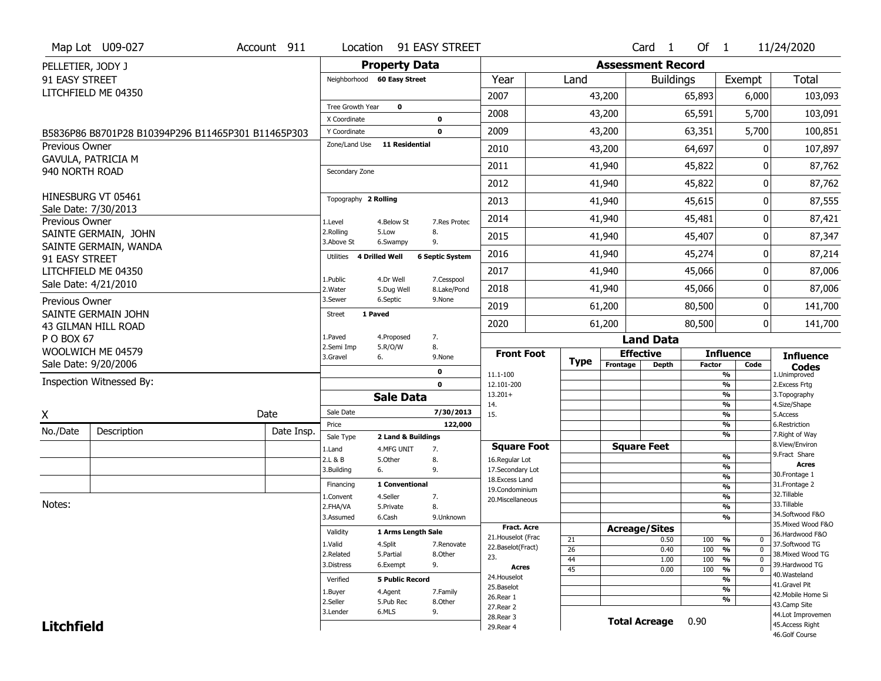Map Lot U09-027 | Account 911 | Location 91 EASY STREET | Card 1 Of 1 | 11/24/2020

PELLETIER, JODY J
91 EASY STREET
LITCHFIELD ME 04350

B5836P86 B8701P28 B10394P296 B11465P301 B11465P303

Previous Owner
GAVULA, PATRICIA M
940 NORTH ROAD

HINESBURG VT 05461
Sale Date: 7/30/2013

Previous Owner
SAINTE GERMAIN, JOHN
SAINTE GERMAIN, WANDA
91 EASY STREET
LITCHFIELD ME 04350
Sale Date: 4/21/2010

Previous Owner
SAINTE GERMAIN JOHN
43 GILMAN HILL ROAD
P O BOX 67
WOOLWICH ME 04579
Sale Date: 9/20/2006

Inspection Witnessed By:

X _______________ Date _______________

| No./Date | Description | Date Insp. |
|---|---|---|
| | | |
| | | |
| | | |

Notes:

## Property Data

Neighborhood **60 Easy Street**

Tree Growth Year **0**
X Coordinate **0**
Y Coordinate **0**
Zone/Land Use **11 Residential**

Secondary Zone

Topography **2 Rolling**

1.Level 4.Below St 7.Res Protec
2.Rolling 5.Low 8.
3.Above St 6.Swampy 9.

Utilities **4 Drilled Well** **6 Septic System**

1.Public 4.Dr Well 7.Cesspool
2.Water 5.Dug Well 8.Lake/Pond
3.Sewer 6.Septic 9.None

Street **1 Paved**

1.Paved 4.Proposed 7.
2.Semi Imp 5.R/O/W 8.
3.Gravel 6. 9.None

**0**
**0**

## Sale Data

Sale Date **7/30/2013**
Price **122,000**
Sale Type **2 Land & Buildings**

1.Land 4.MFG UNIT 7.
2.L & B 5.Other 8.
3.Building 6. 9.

Financing **1 Conventional**

1.Convent 4.Seller 7.
2.FHA/VA 5.Private 8.
3.Assumed 6.Cash 9.Unknown

Validity **1 Arms Length Sale**

1.Valid 4.Split 7.Renovate
2.Related 5.Partial 8.Other
3.Distress 6.Exempt 9.

Verified **5 Public Record**

1.Buyer 4.Agent 7.Family
2.Seller 5.Pub Rec 8.Other
3.Lender 6.MLS 9.

## Assessment Record

| Year | Land | Buildings | Exempt | Total |
|---|---|---|---|---|
| 2007 | 43,200 | 65,893 | 6,000 | 103,093 |
| 2008 | 43,200 | 65,591 | 5,700 | 103,091 |
| 2009 | 43,200 | 63,351 | 5,700 | 100,851 |
| 2010 | 43,200 | 64,697 | 0 | 107,897 |
| 2011 | 41,940 | 45,822 | 0 | 87,762 |
| 2012 | 41,940 | 45,822 | 0 | 87,762 |
| 2013 | 41,940 | 45,615 | 0 | 87,555 |
| 2014 | 41,940 | 45,481 | 0 | 87,421 |
| 2015 | 41,940 | 45,407 | 0 | 87,347 |
| 2016 | 41,940 | 45,274 | 0 | 87,214 |
| 2017 | 41,940 | 45,066 | 0 | 87,006 |
| 2018 | 41,940 | 45,066 | 0 | 87,006 |
| 2019 | 61,200 | 80,500 | 0 | 141,700 |
| 2020 | 61,200 | 80,500 | 0 | 141,700 |

## Land Data

| Front Foot | Type | Effective Frontage | Effective Depth | Influence Factor | Influence Code |
|---|---|---|---|---|---|
| 11.1-100 | | | | % | |
| 12.101-200 | | | | % | |
| 13.201+ | | | | % | |
| 14. | | | | % | |
| 15. | | | | % | |
| | | | | % | |
| | | | | % | |

| Square Foot | | Square Feet | | |
|---|---|---|---|---|
| 16.Regular Lot | | | % | |
| 17.Secondary Lot | | | % | |
| 18.Excess Land | | | % | |
| 19.Condominium | | | % | |
| 20.Miscellaneous | | | % | |
| | | | % | |
| | | | % | |

| Fract. Acre | Type | Acreage/Sites | Factor | Code |
|---|---|---|---|---|
| 21.Houselot (Frac | 21 | 0.50 | 100 % | 0 |
| 22.Baselot(Fract) | 26 | 0.40 | 100 % | 0 |
| 23. | 44 | 1.00 | 100 % | 0 |
| **Acres** | 45 | 0.00 | 100 % | 0 |
| 24.Houselot | | | % | |
| 25.Baselot | | | % | |
| 26.Rear 1 | | | % | |
| 27.Rear 2 | | | | |
| 28.Rear 3 | | | | |
| 29.Rear 4 | | | | |

**Total Acreage** 0.90

**Influence Codes**
1.Unimproved
2.Excess Frtg
3.Topography
4.Size/Shape
5.Access
6.Restriction
7.Right of Way
8.View/Environ
9.Fract Share

**Acres**
30.Frontage 1
31.Frontage 2
32.Tillable
33.Tillable
34.Softwood F&O
35.Mixed Wood F&O
36.Hardwood F&O
37.Softwood TG
38.Mixed Wood TG
39.Hardwood TG
40.Wasteland
41.Gravel Pit
42.Mobile Home Si
43.Camp Site
44.Lot Improvemen
45.Access Right
46.Golf Course

**Litchfield**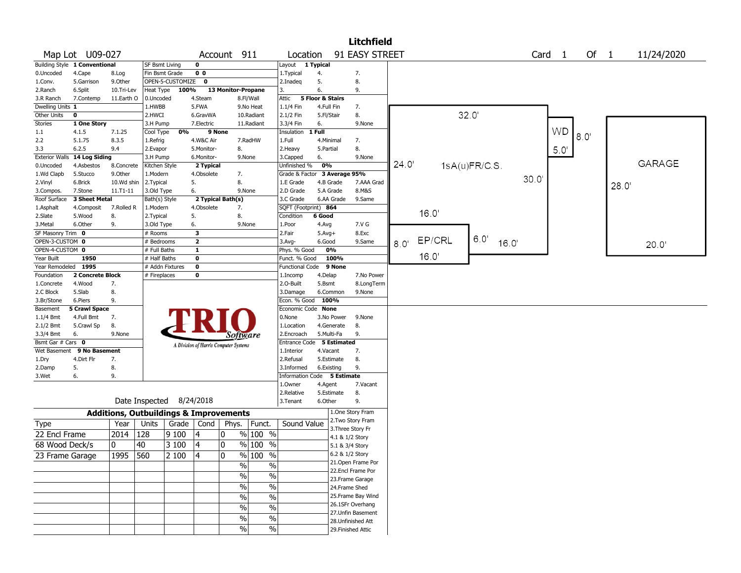# Litchfield

**Map Lot** U09-027 **Account** 911 **Location** 91 EASY STREET **Card** 1 **Of** 1 11/24/2020

| Building Style | 1 Conventional | | SF Bsmt Living | 0 | | Layout | 1 Typical | |
|---|---|---|---|---|---|---|---|---|
| 0.Uncoded | 4.Cape | 8.Log | Fin Bsmt Grade | 0 0 | | 1.Typical | 4. | 7. |
| 1.Conv. | 5.Garrison | 9.Other | OPEN-5-CUSTOMIZE | 0 | | 2.Inadeq | 5. | 8. |
| 2.Ranch | 6.Split | 10.Tri-Lev | Heat Type 100% | 13 Monitor-Propane | | 3. | 6. | 9. |
| 3.R Ranch | 7.Contemp | 11.Earth O | 0.Uncoded | 4.Steam | 8.Fl/Wall | Attic | 5 Floor & Stairs | |
| Dwelling Units | 1 | | 1.HWBB | 5.FWA | 9.No Heat | 1.1/4 Fin | 4.Full Fin | 7. |
| Other Units | 0 | | 2.HWCI | 6.GravWA | 10.Radiant | 2.1/2 Fin | 5.Fl/Stair | 8. |
| Stories | 1 One Story | | 3.H Pump | 7.Electric | 11.Radiant | 3.3/4 Fin | 6. | 9.None |
| 1.1 | 4.1.5 | 7.1.25 | Cool Type 0% | 9 None | | Insulation | 1 Full | |
| 2.2 | 5.1.75 | 8.3.5 | 1.Refrig | 4.W&C Air | 7.RadHW | 1.Full | 4.Minimal | 7. |
| 3.3 | 6.2.5 | 9.4 | 2.Evapor | 5.Monitor- | 8. | 2.Heavy | 5.Partial | 8. |
| Exterior Walls | 14 Log Siding | | 3.H Pump | 6.Monitor- | 9.None | 3.Capped | 6. | 9.None |
| 0.Uncoded | 4.Asbestos | 8.Concrete | Kitchen Style | 2 Typical | | Unfinished % | 0% | |
| 1.Wd Clapb | 5.Stucco | 9.Other | 1.Modern | 4.Obsolete | 7. | Grade & Factor | 3 Average 95% | |
| 2.Vinyl | 6.Brick | 10.Wd shin | 2.Typical | 5. | 8. | 1.E Grade | 4.B Grade | 7.AAA Grad |
| 3.Compos. | 7.Stone | 11.T1-11 | 3.Old Type | 6. | 9.None | 2.D Grade | 5.A Grade | 8.M&S |
| Roof Surface | 3 Sheet Metal | | Bath(s) Style | 2 Typical Bath(s) | | 3.C Grade | 6.AA Grade | 9.Same |
| 1.Asphalt | 4.Composit | 7.Rolled R | 1.Modern | 4.Obsolete | 7. | SQFT (Footprint) | 864 | |
| 2.Slate | 5.Wood | 8. | 2.Typical | 5. | 8. | Condition | 6 Good | |
| 3.Metal | 6.Other | 9. | 3.Old Type | 6. | 9.None | 1.Poor | 4.Avg | 7.V G |
| SF Masonry Trim | 0 | | # Rooms | 3 | | 2.Fair | 5.Avg+ | 8.Exc |
| OPEN-3-CUSTOM | 0 | | # Bedrooms | 2 | | 3.Avg- | 6.Good | 9.Same |
| OPEN-4-CUSTOM | 0 | | # Full Baths | 1 | | Phys. % Good | 0% | |
| Year Built | 1950 | | # Half Baths | 0 | | Funct. % Good | 100% | |
| Year Remodeled | 1995 | | # Addn Fixtures | 0 | | Functional Code | 9 None | |
| Foundation | 2 Concrete Block | | # Fireplaces | 0 | | 1.Incomp | 4.Delap | 7.No Power |
| 1.Concrete | 4.Wood | 7. | | | | 2.O-Built | 5.Bsmt | 8.LongTerm |
| 2.C Block | 5.Slab | 8. | | | | 3.Damage | 6.Common | 9.None |
| 3.Br/Stone | 6.Piers | 9. | | | | Econ. % Good | 100% | |
| Basement | 5 Crawl Space | | | | | Economic Code | None | |
| 1.1/4 Bmt | 4.Full Bmt | 7. | | | | 0.None | 3.No Power | 9.None |
| 2.1/2 Bmt | 5.Crawl Sp | 8. | | | | 1.Location | 4.Generate | 8. |
| 3.3/4 Bmt | 6. | 9.None | | | | 2.Encroach | 5.Multi-Fa | 9. |
| Bsmt Gar # Cars | 0 | | | | | Entrance Code | 5 Estimated | |
| Wet Basement | 9 No Basement | | | | | 1.Interior | 4.Vacant | 7. |
| 1.Dry | 4.Dirt Flr | 7. | | | | 2.Refusal | 5.Estimate | 8. |
| 2.Damp | 5. | 8. | | | | 3.Informed | 6.Existing | 9. |
| 3.Wet | 6. | 9. | | | | Information Code | 5 Estimate | |
| | | | | | | 1.Owner | 4.Agent | 7.Vacant |
| | | | | | | 2.Relative | 5.Estimate | 8. |
| | | | | | | 3.Tenant | 6.Other | 9. |

TRIO Software — A Division of Harris Computer Systems

Date Inspected 8/24/2018

## Additions, Outbuildings & Improvements

| Type | Year | Units | Grade | Cond | Phys. | Funct. | Sound Value |
|---|---|---|---|---|---|---|---|
| 22 Encl Frame | 2014 | 128 | 9 100 | 4 | 0 % | 100 % | |
| 68 Wood Deck/s | 0 | 40 | 3 100 | 4 | 0 % | 100 % | |
| 23 Frame Garage | 1995 | 560 | 2 100 | 4 | 0 % | 100 % | |
| | | | | | % | % | |
| | | | | | % | % | |
| | | | | | % | % | |
| | | | | | % | % | |
| | | | | | % | % | |
| | | | | | % | % | |
| | | | | | % | % | |

1.One Story Fram
2.Two Story Fram
3.Three Story Fr
4.1 & 1/2 Story
5.1 & 3/4 Story
6.2 & 1/2 Story
21.Open Frame Por
22.Encl Frame Por
23.Frame Garage
24.Frame Shed
25.Frame Bay Wind
26.1SFr Overhang
27.Unfin Basement
28.Unfinished Att
29.Finished Attic

Sketch labels: 32.0' | 24.0' | 1sA(u)FR/C.S. | 30.0' | 16.0' | WD 8.0' 5.0' | EP/CRL 8.0' 6.0' 16.0' 16.0' | GARAGE 28.0' 20.0'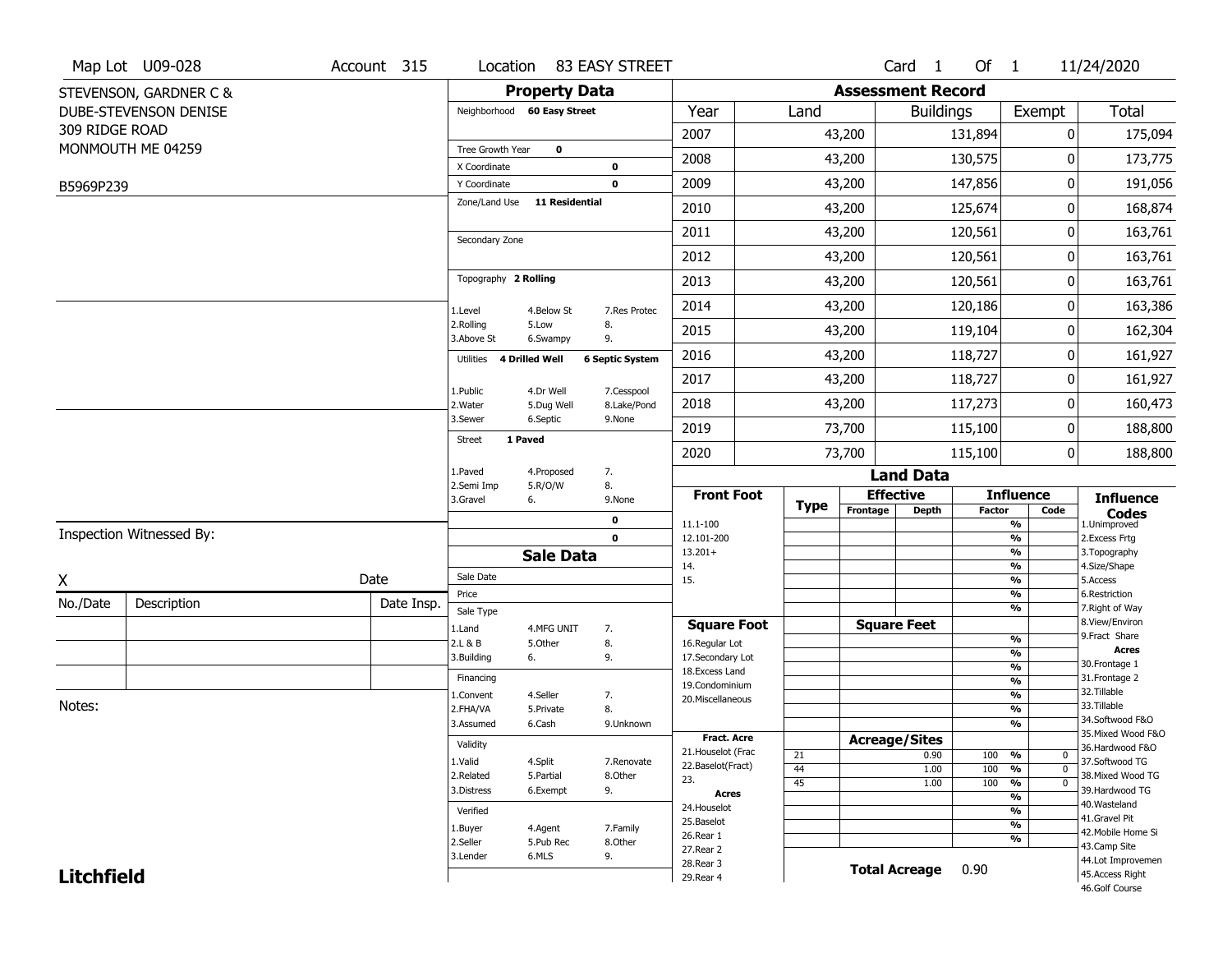Map Lot U09-028 | Account 315 | Location 83 EASY STREET | Card 1 Of 1 | 11/24/2020

STEVENSON, GARDNER C &
DUBE-STEVENSON DENISE
309 RIDGE ROAD
MONMOUTH ME 04259

B5969P239

Inspection Witnessed By:

X Date

| No./Date | Description | Date Insp. |
|---|---|---|
| | | |
| | | |
| | | |

Notes:

**Litchfield**

## Property Data

Neighborhood **60 Easy Street**

Tree Growth Year **0**
X Coordinate **0**
Y Coordinate **0**
Zone/Land Use **11 Residential**

Secondary Zone

Topography **2 Rolling**

1.Level 4.Below St 7.Res Protec
2.Rolling 5.Low 8.
3.Above St 6.Swampy 9.

Utilities **4 Drilled Well** **6 Septic System**

1.Public 4.Dr Well 7.Cesspool
2.Water 5.Dug Well 8.Lake/Pond
3.Sewer 6.Septic 9.None

Street **1 Paved**

1.Paved 4.Proposed 7.
2.Semi Imp 5.R/O/W 8.
3.Gravel 6. 9.None

**0**
**0**

## Sale Data

Sale Date
Price
Sale Type
1.Land 4.MFG UNIT 7.
2.L & B 5.Other 8.
3.Building 6. 9.

Financing
1.Convent 4.Seller 7.
2.FHA/VA 5.Private 8.
3.Assumed 6.Cash 9.Unknown

Validity
1.Valid 4.Split 7.Renovate
2.Related 5.Partial 8.Other
3.Distress 6.Exempt 9.

Verified
1.Buyer 4.Agent 7.Family
2.Seller 5.Pub Rec 8.Other
3.Lender 6.MLS 9.

## Assessment Record

| Year | Land | Buildings | Exempt | Total |
|---|---|---|---|---|
| 2007 | 43,200 | 131,894 | 0 | 175,094 |
| 2008 | 43,200 | 130,575 | 0 | 173,775 |
| 2009 | 43,200 | 147,856 | 0 | 191,056 |
| 2010 | 43,200 | 125,674 | 0 | 168,874 |
| 2011 | 43,200 | 120,561 | 0 | 163,761 |
| 2012 | 43,200 | 120,561 | 0 | 163,761 |
| 2013 | 43,200 | 120,561 | 0 | 163,761 |
| 2014 | 43,200 | 120,186 | 0 | 163,386 |
| 2015 | 43,200 | 119,104 | 0 | 162,304 |
| 2016 | 43,200 | 118,727 | 0 | 161,927 |
| 2017 | 43,200 | 118,727 | 0 | 161,927 |
| 2018 | 43,200 | 117,273 | 0 | 160,473 |
| 2019 | 73,700 | 115,100 | 0 | 188,800 |
| 2020 | 73,700 | 115,100 | 0 | 188,800 |

## Land Data

| Front Foot | Type | Effective Frontage | Effective Depth | Influence Factor | Influence Code |
|---|---|---|---|---|---|
| 11.1-100 | | | | % | |
| 12.101-200 | | | | % | |
| 13.201+ | | | | % | |
| 14. | | | | % | |
| 15. | | | | % | |
| | | | | % | |
| | | | | % | |
| **Square Foot** | | **Square Feet** | | | |
| 16.Regular Lot | | | | % | |
| 17.Secondary Lot | | | | % | |
| 18.Excess Land | | | | % | |
| 19.Condominium | | | | % | |
| 20.Miscellaneous | | | | % | |
| | | | | % | |
| | | | | % | |
| **Fract. Acre** | | **Acreage/Sites** | | | |
| 21.Houselot (Frac | 21 | | 0.90 | 100 % | 0 |
| 22.Baselot(Fract) | 44 | | 1.00 | 100 % | 0 |
| 23. | 45 | | 1.00 | 100 % | 0 |
| **Acres** | | | | % | |
| 24.Houselot | | | | % | |
| 25.Baselot | | | | % | |
| 26.Rear 1 | | | | % | |
| 27.Rear 2 | | | | | |
| 28.Rear 3 | | | | | |
| 29.Rear 4 | | | | | |

**Total Acreage** 0.90

**Influence Codes**
1.Unimproved
2.Excess Frtg
3.Topography
4.Size/Shape
5.Access
6.Restriction
7.Right of Way
8.View/Environ
9.Fract Share
**Acres**
30.Frontage 1
31.Frontage 2
32.Tillable
33.Tillable
34.Softwood F&O
35.Mixed Wood F&O
36.Hardwood F&O
37.Softwood TG
38.Mixed Wood TG
39.Hardwood TG
40.Wasteland
41.Gravel Pit
42.Mobile Home Si
43.Camp Site
44.Lot Improvemen
45.Access Right
46.Golf Course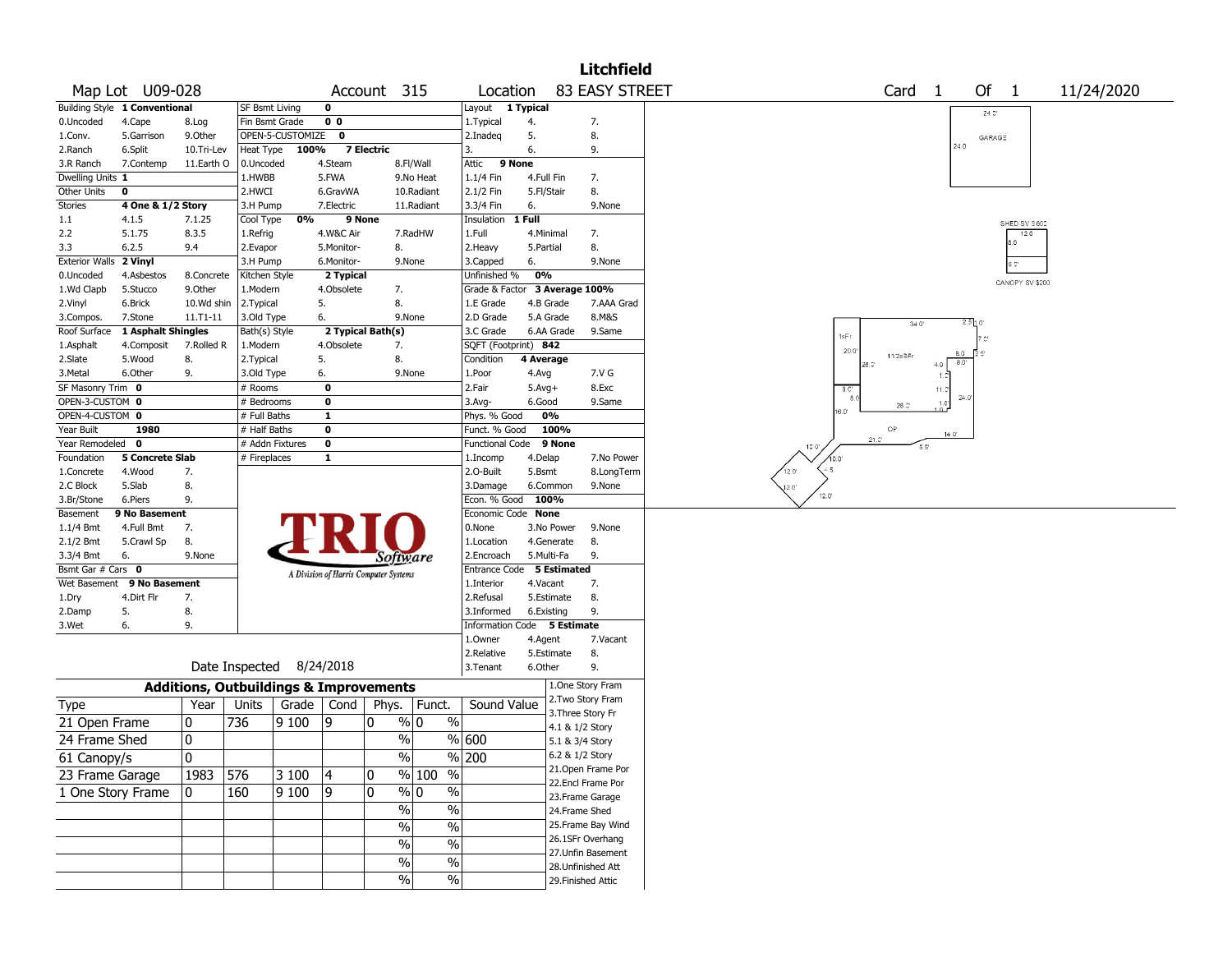# Litchfield

**Map Lot** U09-028 **Account** 315 **Location** 83 EASY STREET **Card** 1 **Of** 1 11/24/2020

| Field | Value |
|---|---|
| Building Style | 1 Conventional |
| Dwelling Units | 1 |
| Other Units | 0 |
| Stories | 4 One & 1/2 Story |
| Exterior Walls | 2 Vinyl |
| Roof Surface | 1 Asphalt Shingles |
| SF Masonry Trim | 0 |
| OPEN-3-CUSTOM | 0 |
| OPEN-4-CUSTOM | 0 |
| Year Built | 1980 |
| Year Remodeled | 0 |
| Foundation | 5 Concrete Slab |
| Basement | 9 No Basement |
| Bsmt Gar # Cars | 0 |
| Wet Basement | 9 No Basement |

Building Style codes: 0.Uncoded, 1.Conv., 2.Ranch, 3.R Ranch, 4.Cape, 5.Garrison, 6.Split, 7.Contemp, 8.Log, 9.Other, 10.Tri-Lev, 11.Earth O

Stories codes: 1.1, 2.2, 3.3, 4.1.5, 5.1.75, 6.2.5, 7.1.25, 8.3.5, 9.4

Exterior Walls codes: 0.Uncoded, 1.Wd Clapb, 2.Vinyl, 3.Compos., 4.Asbestos, 5.Stucco, 6.Brick, 7.Stone, 8.Concrete, 9.Other, 10.Wd shin, 11.T1-11

Roof Surface codes: 1.Asphalt, 2.Slate, 3.Metal, 4.Composit, 5.Wood, 6.Other, 7.Rolled R, 8., 9.

Foundation codes: 1.Concrete, 2.C Block, 3.Br/Stone, 4.Wood, 5.Slab, 6.Piers, 7., 8., 9.

Basement codes: 1.1/4 Bmt, 2.1/2 Bmt, 3.3/4 Bmt, 4.Full Bmt, 5.Crawl Sp, 6., 7., 8., 9.None

Wet Basement codes: 1.Dry, 2.Damp, 3.Wet, 4.Dirt Flr, 5., 6., 7., 8., 9.

| Field | Value |
|---|---|
| SF Bsmt Living | 0 |
| Fin Bsmt Grade | 0 0 |
| OPEN-5-CUSTOMIZE | 0 |
| Heat Type | 100% 7 Electric |
| Cool Type | 0% 9 None |
| Kitchen Style | 2 Typical |
| Bath(s) Style | 2 Typical Bath(s) |
| # Rooms | 0 |
| # Bedrooms | 0 |
| # Full Baths | 1 |
| # Half Baths | 0 |
| # Addn Fixtures | 0 |
| # Fireplaces | 1 |

Heat Type codes: 0.Uncoded, 1.HWBB, 2.HWCI, 3.H Pump, 4.Steam, 5.FWA, 6.GravWA, 7.Electric, 8.Fl/Wall, 9.No Heat, 10.Radiant, 11.Radiant

Cool Type codes: 1.Refrig, 2.Evapor, 3.H Pump, 4.W&C Air, 5.Monitor-, 6.Monitor-, 7.RadHW, 8., 9.None

Kitchen Style codes: 1.Modern, 2.Typical, 3.Old Type, 4.Obsolete, 5., 6., 7., 8., 9.None

Bath(s) Style codes: 1.Modern, 2.Typical, 3.Old Type, 4.Obsolete, 5., 6., 7., 8., 9.None

| Field | Value |
|---|---|
| Layout | 1 Typical |
| Attic | 9 None |
| Insulation | 1 Full |
| Unfinished % | 0% |
| Grade & Factor | 3 Average 100% |
| SQFT (Footprint) | 842 |
| Condition | 4 Average |
| Phys. % Good | 0% |
| Funct. % Good | 100% |
| Functional Code | 9 None |
| Econ. % Good | 100% |
| Economic Code | None |
| Entrance Code | 5 Estimated |
| Information Code | 5 Estimate |

Layout codes: 1.Typical, 2.Inadeq, 3., 4., 5., 6., 7., 8., 9.

Attic codes: 1.1/4 Fin, 2.1/2 Fin, 3.3/4 Fin, 4.Full Fin, 5.Fl/Stair, 6., 7., 8., 9.None

Insulation codes: 1.Full, 2.Heavy, 3.Capped, 4.Minimal, 5.Partial, 6., 7., 8., 9.None

Grade codes: 1.E Grade, 2.D Grade, 3.C Grade, 4.B Grade, 5.A Grade, 6.AA Grade, 7.AAA Grad, 8.M&S, 9.Same

Condition codes: 1.Poor, 2.Fair, 3.Avg-, 4.Avg, 5.Avg+, 6.Good, 7.V G, 8.Exc, 9.Same

Functional codes: 1.Incomp, 2.O-Built, 3.Damage, 4.Delap, 5.Bsmt, 6.Common, 7.No Power, 8.LongTerm, 9.None

Economic codes: 0.None, 1.Location, 2.Encroach, 3.No Power, 4.Generate, 5.Multi-Fa, 8., 9.

Entrance codes: 1.Interior, 2.Refusal, 3.Informed, 4.Vacant, 5.Estimate, 6.Existing, 7., 8., 9.

Information codes: 1.Owner, 2.Relative, 3.Tenant, 4.Agent, 5.Estimate, 6.Other, 7.Vacant, 8., 9.

Date Inspected 8/24/2018

## Additions, Outbuildings & Improvements

| Type | Year | Units | Grade | Cond | Phys. | Funct. | Sound Value |
|---|---|---|---|---|---|---|---|
| 21 Open Frame | 0 | 736 | 9 100 | 9 | 0 % | 0 % | |
| 24 Frame Shed | 0 | | | | % | % | 600 |
| 61 Canopy/s | 0 | | | | % | % | 200 |
| 23 Frame Garage | 1983 | 576 | 3 100 | 4 | 0 % | 100 % | |
| 1 One Story Frame | 0 | 160 | 9 100 | 9 | 0 % | 0 % | |
| | | | | | % | % | |
| | | | | | % | % | |
| | | | | | % | % | |
| | | | | | % | % | |
| | | | | | % | % | |

Type codes: 1.One Story Fram, 2.Two Story Fram, 3.Three Story Fr, 4.1 & 1/2 Story, 5.1 & 3/4 Story, 6.2 & 1/2 Story, 21.Open Frame Por, 22.Encl Frame Por, 23.Frame Garage, 24.Frame Shed, 25.Frame Bay Wind, 26.1SFr Overhang, 27.Unfin Basement, 28.Unfinished Att, 29.Finished Attic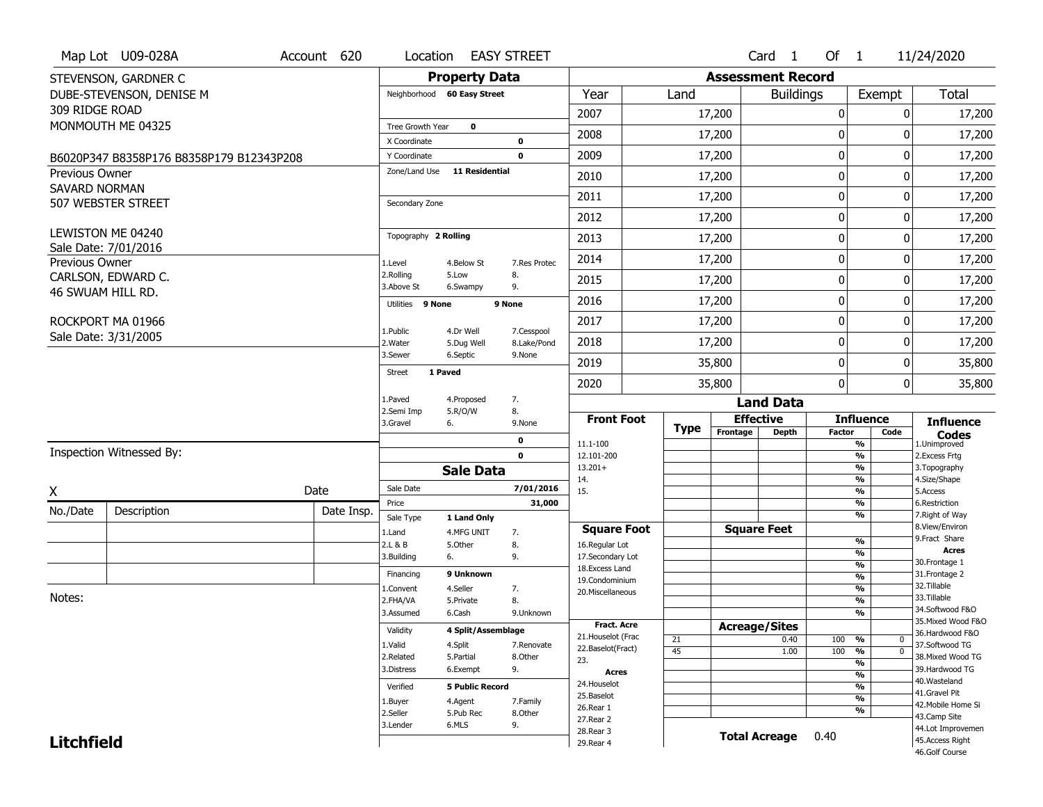Map Lot U09-028A | Account 620 | Location EASY STREET | Card 1 Of 1 | 11/24/2020

STEVENSON, GARDNER C
DUBE-STEVENSON, DENISE M
309 RIDGE ROAD
MONMOUTH ME 04325

B6020P347 B8358P176 B8358P179 B12343P208

Previous Owner
SAVARD NORMAN
507 WEBSTER STREET

LEWISTON ME 04240
Sale Date: 7/01/2016

Previous Owner
CARLSON, EDWARD C.
46 SWUAM HILL RD.

ROCKPORT MA 01966
Sale Date: 3/31/2005

Inspection Witnessed By:

X Date

| No./Date | Description | Date Insp. |
|---|---|---|
| | | |
| | | |
| | | |

Notes:

**Litchfield**

## Property Data

Neighborhood **60 Easy Street**

Tree Growth Year **0**
X Coordinate **0**
Y Coordinate **0**
Zone/Land Use **11 Residential**

Secondary Zone

Topography **2 Rolling**
1.Level 4.Below St 7.Res Protec
2.Rolling 5.Low 8.
3.Above St 6.Swampy 9.

Utilities **9 None** **9 None**
1.Public 4.Dr Well 7.Cesspool
2.Water 5.Dug Well 8.Lake/Pond
3.Sewer 6.Septic 9.None

Street **1 Paved**
1.Paved 4.Proposed 7.
2.Semi Imp 5.R/O/W 8.
3.Gravel 6. 9.None

**0**
**0**

## Sale Data

Sale Date **7/01/2016**
Price **31,000**
Sale Type **1 Land Only**
1.Land 4.MFG UNIT 7.
2.L & B 5.Other 8.
3.Building 6. 9.

Financing **9 Unknown**
1.Convent 4.Seller 7.
2.FHA/VA 5.Private 8.
3.Assumed 6.Cash 9.Unknown

Validity **4 Split/Assemblage**
1.Valid 4.Split 7.Renovate
2.Related 5.Partial 8.Other
3.Distress 6.Exempt 9.

Verified **5 Public Record**
1.Buyer 4.Agent 7.Family
2.Seller 5.Pub Rec 8.Other
3.Lender 6.MLS 9.

## Assessment Record

| Year | Land | Buildings | Exempt | Total |
|---|---|---|---|---|
| 2007 | 17,200 | 0 | 0 | 17,200 |
| 2008 | 17,200 | 0 | 0 | 17,200 |
| 2009 | 17,200 | 0 | 0 | 17,200 |
| 2010 | 17,200 | 0 | 0 | 17,200 |
| 2011 | 17,200 | 0 | 0 | 17,200 |
| 2012 | 17,200 | 0 | 0 | 17,200 |
| 2013 | 17,200 | 0 | 0 | 17,200 |
| 2014 | 17,200 | 0 | 0 | 17,200 |
| 2015 | 17,200 | 0 | 0 | 17,200 |
| 2016 | 17,200 | 0 | 0 | 17,200 |
| 2017 | 17,200 | 0 | 0 | 17,200 |
| 2018 | 17,200 | 0 | 0 | 17,200 |
| 2019 | 35,800 | 0 | 0 | 35,800 |
| 2020 | 35,800 | 0 | 0 | 35,800 |

## Land Data

| Front Foot | Type | Effective Frontage | Effective Depth | Influence Factor | Influence Code |
|---|---|---|---|---|---|
| 11.1-100 | | | | % | |
| 12.101-200 | | | | % | |
| 13.201+ | | | | % | |
| 14. | | | | % | |
| 15. | | | | % | |
| | | | | % | |
| | | | | % | |
| **Square Foot** | | **Square Feet** | | | |
| 16.Regular Lot | | | | % | |
| 17.Secondary Lot | | | | % | |
| 18.Excess Land | | | | % | |
| 19.Condominium | | | | % | |
| 20.Miscellaneous | | | | % | |
| | | | | % | |
| | | | | % | |
| **Fract. Acre** | | **Acreage/Sites** | | | |
| 21.Houselot (Frac | 21 | | 0.40 | 100 % | 0 |
| 22.Baselot(Fract) | 45 | | 1.00 | 100 % | 0 |
| 23. | | | | % | |
| **Acres** | | | | % | |
| 24.Houselot | | | | % | |
| 25.Baselot | | | | % | |
| 26.Rear 1 | | | | % | |
| 27.Rear 2 | | | | | |
| 28.Rear 3 | | | | | |
| 29.Rear 4 | | | | | |

**Total Acreage** 0.40

**Influence Codes**
1.Unimproved
2.Excess Frtg
3.Topography
4.Size/Shape
5.Access
6.Restriction
7.Right of Way
8.View/Environ
9.Fract Share
**Acres**
30.Frontage 1
31.Frontage 2
32.Tillable
33.Tillable
34.Softwood F&O
35.Mixed Wood F&O
36.Hardwood F&O
37.Softwood TG
38.Mixed Wood TG
39.Hardwood TG
40.Wasteland
41.Gravel Pit
42.Mobile Home Si
43.Camp Site
44.Lot Improvemen
45.Access Right
46.Golf Course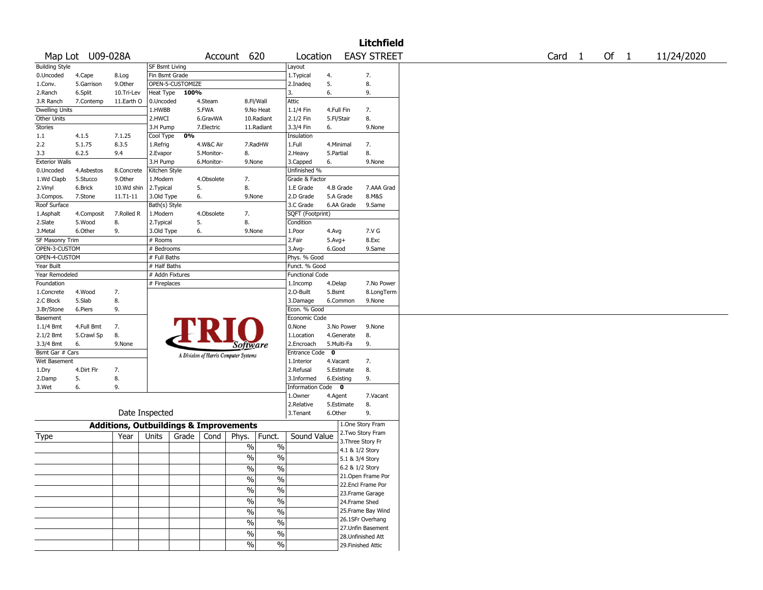# Litchfield

Map Lot U09-028A | Account 620 | Location EASY STREET | Card 1 Of 1 | 11/24/2020

| Building Style | | | SF Bsmt Living | | | Layout | | |
|---|---|---|---|---|---|---|---|---|
| 0.Uncoded | 4.Cape | 8.Log | Fin Bsmt Grade | | | 1.Typical | 4. | 7. |
| 1.Conv. | 5.Garrison | 9.Other | OPEN-5-CUSTOMIZE | | | 2.Inadeq | 5. | 8. |
| 2.Ranch | 6.Split | 10.Tri-Lev | Heat Type 100% | | | 3. | 6. | 9. |
| 3.R Ranch | 7.Contemp | 11.Earth O | 0.Uncoded | 4.Steam | 8.Fl/Wall | Attic | | |
| Dwelling Units | | | 1.HWBB | 5.FWA | 9.No Heat | 1.1/4 Fin | 4.Full Fin | 7. |
| Other Units | | | 2.HWCI | 6.GravWA | 10.Radiant | 2.1/2 Fin | 5.Fl/Stair | 8. |
| Stories | | | 3.H Pump | 7.Electric | 11.Radiant | 3.3/4 Fin | 6. | 9.None |
| 1.1 | 4.1.5 | 7.1.25 | Cool Type 0% | | | Insulation | | |
| 2.2 | 5.1.75 | 8.3.5 | 1.Refrig | 4.W&C Air | 7.RadHW | 1.Full | 4.Minimal | 7. |
| 3.3 | 6.2.5 | 9.4 | 2.Evapor | 5.Monitor- | 8. | 2.Heavy | 5.Partial | 8. |
| Exterior Walls | | | 3.H Pump | 6.Monitor- | 9.None | 3.Capped | 6. | 9.None |
| 0.Uncoded | 4.Asbestos | 8.Concrete | Kitchen Style | | | Unfinished % | | |
| 1.Wd Clapb | 5.Stucco | 9.Other | 1.Modern | 4.Obsolete | 7. | Grade & Factor | | |
| 2.Vinyl | 6.Brick | 10.Wd shin | 2.Typical | 5. | 8. | 1.E Grade | 4.B Grade | 7.AAA Grad |
| 3.Compos. | 7.Stone | 11.T1-11 | 3.Old Type | 6. | 9.None | 2.D Grade | 5.A Grade | 8.M&S |
| Roof Surface | | | Bath(s) Style | | | 3.C Grade | 6.AA Grade | 9.Same |
| 1.Asphalt | 4.Composit | 7.Rolled R | 1.Modern | 4.Obsolete | 7. | SQFT (Footprint) | | |
| 2.Slate | 5.Wood | 8. | 2.Typical | 5. | 8. | Condition | | |
| 3.Metal | 6.Other | 9. | 3.Old Type | 6. | 9.None | 1.Poor | 4.Avg | 7.V G |
| SF Masonry Trim | | | # Rooms | | | 2.Fair | 5.Avg+ | 8.Exc |
| OPEN-3-CUSTOM | | | # Bedrooms | | | 3.Avg- | 6.Good | 9.Same |
| OPEN-4-CUSTOM | | | # Full Baths | | | Phys. % Good | | |
| Year Built | | | # Half Baths | | | Funct. % Good | | |
| Year Remodeled | | | # Addn Fixtures | | | Functional Code | | |
| Foundation | | | # Fireplaces | | | 1.Incomp | 4.Delap | 7.No Power |
| 1.Concrete | 4.Wood | 7. | | | | 2.O-Built | 5.Bsmt | 8.LongTerm |
| 2.C Block | 5.Slab | 8. | | | | 3.Damage | 6.Common | 9.None |
| 3.Br/Stone | 6.Piers | 9. | | | | Econ. % Good | | |
| Basement | | | | | | Economic Code | | |
| 1.1/4 Bmt | 4.Full Bmt | 7. | | | | 0.None | 3.No Power | 9.None |
| 2.1/2 Bmt | 5.Crawl Sp | 8. | | | | 1.Location | 4.Generate | 8. |
| 3.3/4 Bmt | 6. | 9.None | | | | 2.Encroach | 5.Multi-Fa | 9. |
| Bsmt Gar # Cars | | | | | | Entrance Code 0 | | |
| Wet Basement | | | | | | 1.Interior | 4.Vacant | 7. |
| 1.Dry | 4.Dirt Flr | 7. | | | | 2.Refusal | 5.Estimate | 8. |
| 2.Damp | 5. | 8. | | | | 3.Informed | 6.Existing | 9. |
| 3.Wet | 6. | 9. | | | | Information Code 0 | | |
| | | | | | | 1.Owner | 4.Agent | 7.Vacant |
| | | | | | | 2.Relative | 5.Estimate | 8. |
| Date Inspected | | | | | | 3.Tenant | 6.Other | 9. |

## Additions, Outbuildings & Improvements

| Type | Year | Units | Grade | Cond | Phys. | Funct. | Sound Value |
|---|---|---|---|---|---|---|---|
| | | | | | % | % | |
| | | | | | % | % | |
| | | | | | % | % | |
| | | | | | % | % | |
| | | | | | % | % | |
| | | | | | % | % | |
| | | | | | % | % | |
| | | | | | % | % | |
| | | | | | % | % | |
| | | | | | % | % | |

1.One Story Fram
2.Two Story Fram
3.Three Story Fr
4.1 & 1/2 Story
5.1 & 3/4 Story
6.2 & 1/2 Story
21.Open Frame Por
22.Encl Frame Por
23.Frame Garage
24.Frame Shed
25.Frame Bay Wind
26.1SFr Overhang
27.Unfin Basement
28.Unfinished Att
29.Finished Attic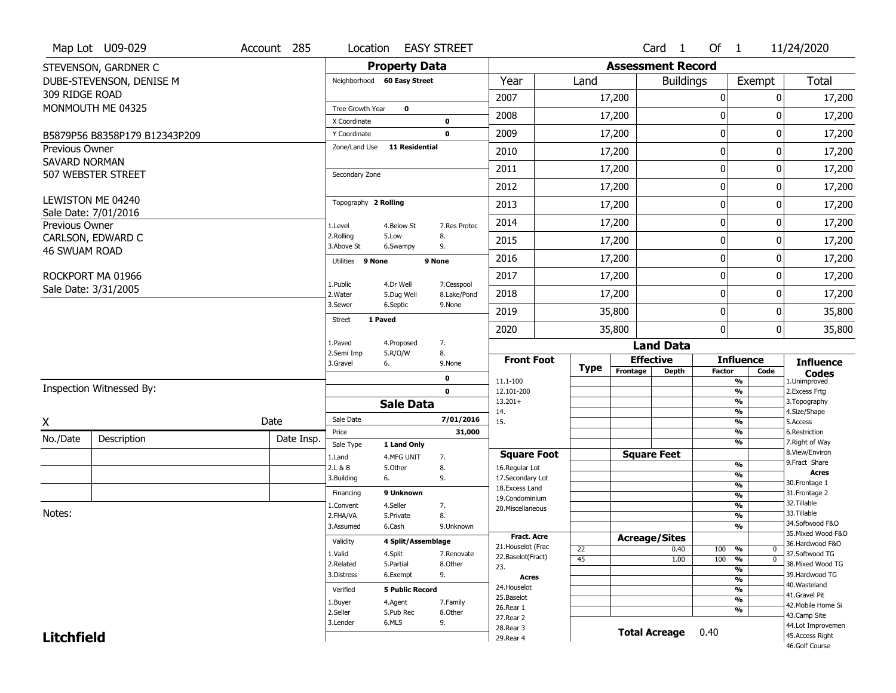Map Lot U09-029 | Account 285 | Location EASY STREET | Card 1 Of 1 | 11/24/2020

STEVENSON, GARDNER C
DUBE-STEVENSON, DENISE M
309 RIDGE ROAD
MONMOUTH ME 04325

B5879P56 B8358P179 B12343P209

Previous Owner
SAVARD NORMAN
507 WEBSTER STREET

LEWISTON ME 04240
Sale Date: 7/01/2016

Previous Owner
CARLSON, EDWARD C
46 SWUAM ROAD

ROCKPORT MA 01966
Sale Date: 3/31/2005

## Property Data

Neighborhood **60 Easy Street**

Tree Growth Year **0**
X Coordinate **0**
Y Coordinate **0**
Zone/Land Use **11 Residential**

Secondary Zone

Topography **2 Rolling**

1.Level 4.Below St 7.Res Protec
2.Rolling 5.Low 8.
3.Above St 6.Swampy 9.

Utilities **9 None** **9 None**

1.Public 4.Dr Well 7.Cesspool
2.Water 5.Dug Well 8.Lake/Pond
3.Sewer 6.Septic 9.None

Street **1 Paved**

1.Paved 4.Proposed 7.
2.Semi Imp 5.R/O/W 8.
3.Gravel 6. 9.None

**0**
**0**

## Sale Data

Sale Date **7/01/2016**
Price **31,000**
Sale Type **1 Land Only**

1.Land 4.MFG UNIT 7.
2.L & B 5.Other 8.
3.Building 6. 9.

Financing **9 Unknown**

1.Convent 4.Seller 7.
2.FHA/VA 5.Private 8.
3.Assumed 6.Cash 9.Unknown

Validity **4 Split/Assemblage**

1.Valid 4.Split 7.Renovate
2.Related 5.Partial 8.Other
3.Distress 6.Exempt 9.

Verified **5 Public Record**

1.Buyer 4.Agent 7.Family
2.Seller 5.Pub Rec 8.Other
3.Lender 6.MLS 9.

## Assessment Record

| Year | Land | Buildings | Exempt | Total |
|---|---|---|---|---|
| 2007 | 17,200 | 0 | 0 | 17,200 |
| 2008 | 17,200 | 0 | 0 | 17,200 |
| 2009 | 17,200 | 0 | 0 | 17,200 |
| 2010 | 17,200 | 0 | 0 | 17,200 |
| 2011 | 17,200 | 0 | 0 | 17,200 |
| 2012 | 17,200 | 0 | 0 | 17,200 |
| 2013 | 17,200 | 0 | 0 | 17,200 |
| 2014 | 17,200 | 0 | 0 | 17,200 |
| 2015 | 17,200 | 0 | 0 | 17,200 |
| 2016 | 17,200 | 0 | 0 | 17,200 |
| 2017 | 17,200 | 0 | 0 | 17,200 |
| 2018 | 17,200 | 0 | 0 | 17,200 |
| 2019 | 35,800 | 0 | 0 | 35,800 |
| 2020 | 35,800 | 0 | 0 | 35,800 |

## Land Data

| Front Foot | Type | Effective Frontage | Effective Depth | Influence Factor | Influence Code |
|---|---|---|---|---|---|
| 11.1-100 | | | | % | |
| 12.101-200 | | | | % | |
| 13.201+ | | | | % | |
| 14. | | | | % | |
| 15. | | | | % | |
| | | | | % | |
| | | | | % | |

| Square Foot | Square Feet | | |
|---|---|---|---|
| 16.Regular Lot | | % | |
| 17.Secondary Lot | | % | |
| 18.Excess Land | | % | |
| 19.Condominium | | % | |
| 20.Miscellaneous | | % | |
| | | % | |
| | | % | |

| Fract. Acre / Acres | Type | Acreage/Sites | Factor | Code |
|---|---|---|---|---|
| 21.Houselot (Frac | 22 | 0.40 | 100 % | 0 |
| 22.Baselot(Fract) | 45 | 1.00 | 100 % | 0 |
| 23. | | | % | |
| 24.Houselot | | | % | |
| 25.Baselot | | | % | |
| 26.Rear 1 | | | % | |
| 27.Rear 2 | | | % | |
| 28.Rear 3 | | | | |
| 29.Rear 4 | | | | |

**Total Acreage** 0.40

**Influence Codes**
1.Unimproved
2.Excess Frtg
3.Topography
4.Size/Shape
5.Access
6.Restriction
7.Right of Way
8.View/Environ
9.Fract Share

**Acres**
30.Frontage 1
31.Frontage 2
32.Tillable
33.Tillable
34.Softwood F&O
35.Mixed Wood F&O
36.Hardwood F&O
37.Softwood TG
38.Mixed Wood TG
39.Hardwood TG
40.Wasteland
41.Gravel Pit
42.Mobile Home Si
43.Camp Site
44.Lot Improvemen
45.Access Right
46.Golf Course

Inspection Witnessed By:

X Date

| No./Date | Description | Date Insp. |
|---|---|---|
| | | |
| | | |
| | | |

Notes:

**Litchfield**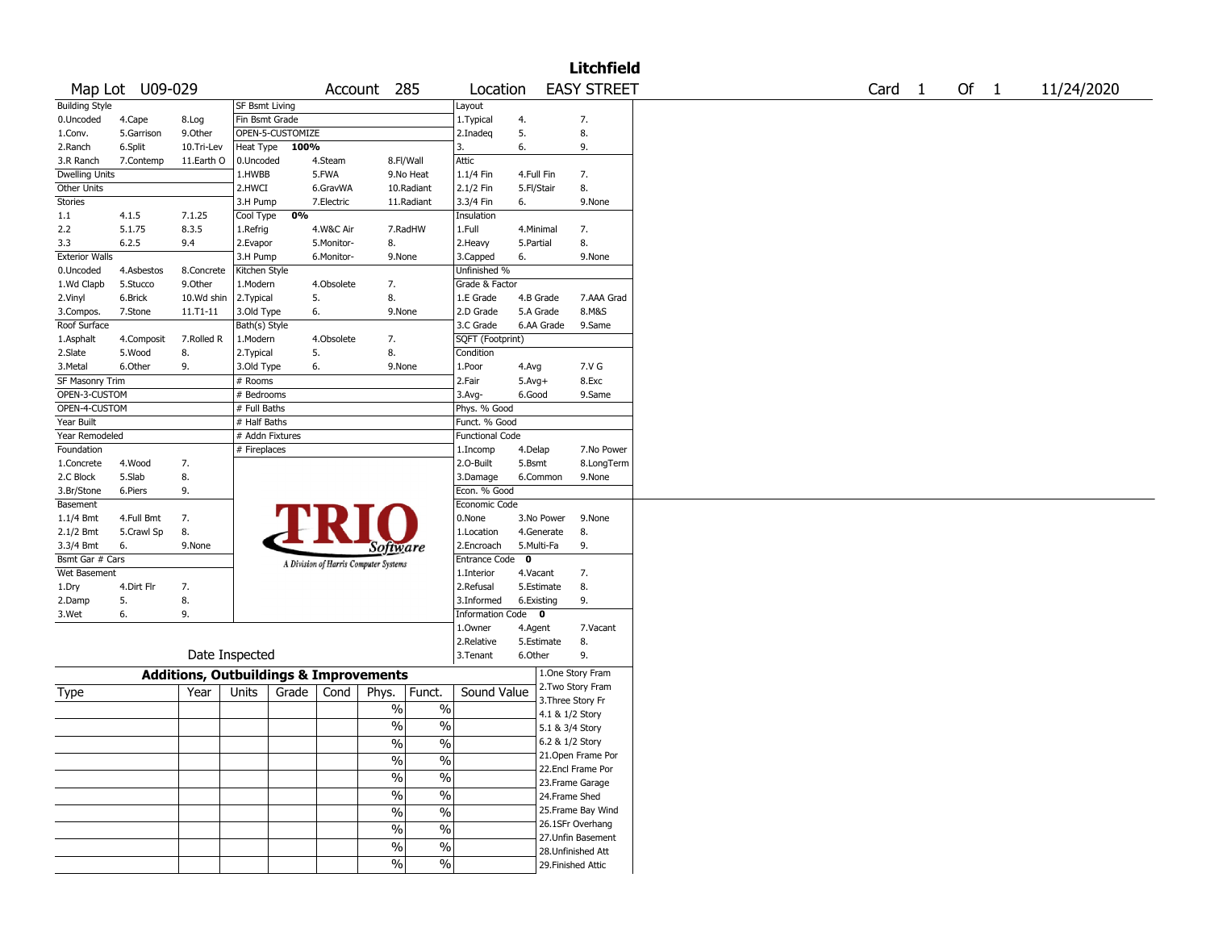**Litchfield**

Map Lot U09-029 | Account 285 | Location EASY STREET | Card 1 Of 1 | 11/24/2020

| Building Style | | | SF Bsmt Living | | | Layout | | |
|---|---|---|---|---|---|---|---|---|
| 0.Uncoded | 4.Cape | 8.Log | Fin Bsmt Grade | | | 1.Typical | 4. | 7. |
| 1.Conv. | 5.Garrison | 9.Other | OPEN-5-CUSTOMIZE | | | 2.Inadeq | 5. | 8. |
| 2.Ranch | 6.Split | 10.Tri-Lev | Heat Type 100% | | | 3. | 6. | 9. |
| 3.R Ranch | 7.Contemp | 11.Earth O | 0.Uncoded | 4.Steam | 8.Fl/Wall | Attic | | |
| Dwelling Units | | | 1.HWBB | 5.FWA | 9.No Heat | 1.1/4 Fin | 4.Full Fin | 7. |
| Other Units | | | 2.HWCI | 6.GravWA | 10.Radiant | 2.1/2 Fin | 5.Fl/Stair | 8. |
| Stories | | | 3.H Pump | 7.Electric | 11.Radiant | 3.3/4 Fin | 6. | 9.None |
| 1.1 | 4.1.5 | 7.1.25 | Cool Type 0% | | | Insulation | | |
| 2.2 | 5.1.75 | 8.3.5 | 1.Refrig | 4.W&C Air | 7.RadHW | 1.Full | 4.Minimal | 7. |
| 3.3 | 6.2.5 | 9.4 | 2.Evapor | 5.Monitor- | 8. | 2.Heavy | 5.Partial | 8. |
| Exterior Walls | | | 3.H Pump | 6.Monitor- | 9.None | 3.Capped | 6. | 9.None |
| 0.Uncoded | 4.Asbestos | 8.Concrete | Kitchen Style | | | Unfinished % | | |
| 1.Wd Clapb | 5.Stucco | 9.Other | 1.Modern | 4.Obsolete | 7. | Grade & Factor | | |
| 2.Vinyl | 6.Brick | 10.Wd shin | 2.Typical | 5. | 8. | 1.E Grade | 4.B Grade | 7.AAA Grad |
| 3.Compos. | 7.Stone | 11.T1-11 | 3.Old Type | 6. | 9.None | 2.D Grade | 5.A Grade | 8.M&S |
| Roof Surface | | | Bath(s) Style | | | 3.C Grade | 6.AA Grade | 9.Same |
| 1.Asphalt | 4.Composit | 7.Rolled R | 1.Modern | 4.Obsolete | 7. | SQFT (Footprint) | | |
| 2.Slate | 5.Wood | 8. | 2.Typical | 5. | 8. | Condition | | |
| 3.Metal | 6.Other | 9. | 3.Old Type | 6. | 9.None | 1.Poor | 4.Avg | 7.V G |
| SF Masonry Trim | | | # Rooms | | | 2.Fair | 5.Avg+ | 8.Exc |
| OPEN-3-CUSTOM | | | # Bedrooms | | | 3.Avg- | 6.Good | 9.Same |
| OPEN-4-CUSTOM | | | # Full Baths | | | Phys. % Good | | |
| Year Built | | | # Half Baths | | | Funct. % Good | | |
| Year Remodeled | | | # Addn Fixtures | | | Functional Code | | |
| Foundation | | | # Fireplaces | | | 1.Incomp | 4.Delap | 7.No Power |
| 1.Concrete | 4.Wood | 7. | | | | 2.O-Built | 5.Bsmt | 8.LongTerm |
| 2.C Block | 5.Slab | 8. | | | | 3.Damage | 6.Common | 9.None |
| 3.Br/Stone | 6.Piers | 9. | | | | Econ. % Good | | |
| Basement | | | | | | Economic Code | | |
| 1.1/4 Bmt | 4.Full Bmt | 7. | | | | 0.None | 3.No Power | 9.None |
| 2.1/2 Bmt | 5.Crawl Sp | 8. | | | | 1.Location | 4.Generate | 8. |
| 3.3/4 Bmt | 6. | 9.None | | | | 2.Encroach | 5.Multi-Fa | 9. |
| Bsmt Gar # Cars | | | | | | Entrance Code 0 | | |
| Wet Basement | | | | | | 1.Interior | 4.Vacant | 7. |
| 1.Dry | 4.Dirt Flr | 7. | | | | 2.Refusal | 5.Estimate | 8. |
| 2.Damp | 5. | 8. | | | | 3.Informed | 6.Existing | 9. |
| 3.Wet | 6. | 9. | | | | Information Code 0 | | |
| | | | | | | 1.Owner | 4.Agent | 7.Vacant |
| | | | | | | 2.Relative | 5.Estimate | 8. |
| | Date Inspected | | | | | 3.Tenant | 6.Other | 9. |

TRIO Software — A Division of Harris Computer Systems

## Additions, Outbuildings & Improvements

| Type | Year | Units | Grade | Cond | Phys. | Funct. | Sound Value | |
|---|---|---|---|---|---|---|---|---|
| | | | | | % | % | | 1.One Story Fram |
| | | | | | % | % | | 2.Two Story Fram |
| | | | | | % | % | | 3.Three Story Fr |
| | | | | | % | % | | 4.1 & 1/2 Story |
| | | | | | % | % | | 5.1 & 3/4 Story |
| | | | | | % | % | | 6.2 & 1/2 Story |
| | | | | | % | % | | 21.Open Frame Por |
| | | | | | % | % | | 22.Encl Frame Por |
| | | | | | % | % | | 23.Frame Garage |
| | | | | | % | % | | 24.Frame Shed |
| | | | | | | | | 25.Frame Bay Wind |
| | | | | | | | | 26.1SFr Overhang |
| | | | | | | | | 27.Unfin Basement |
| | | | | | | | | 28.Unfinished Att |
| | | | | | | | | 29.Finished Attic |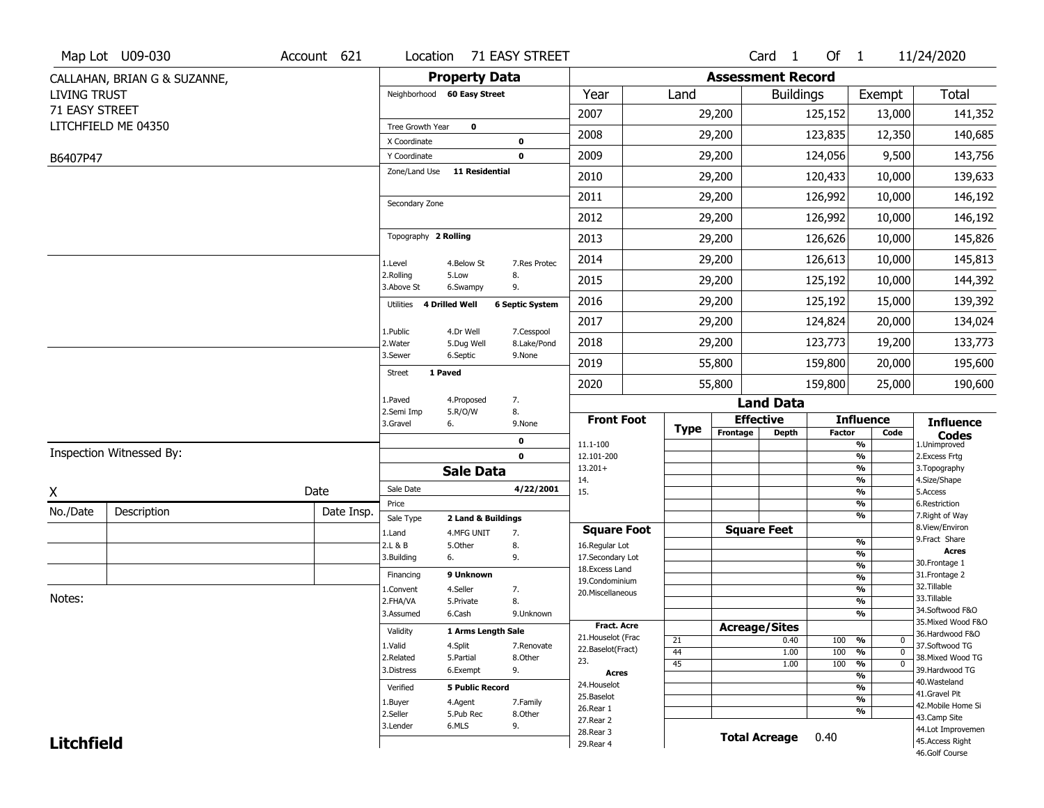Map Lot U09-030 | Account 621 | Location 71 EASY STREET | Card 1 Of 1 | 11/24/2020

CALLAHAN, BRIAN G & SUZANNE,
LIVING TRUST
71 EASY STREET
LITCHFIELD ME 04350

B6407P47

## Property Data

Neighborhood **60 Easy Street**

Tree Growth Year **0**
X Coordinate **0**
Y Coordinate **0**
Zone/Land Use **11 Residential**

Secondary Zone

Topography **2 Rolling**

1.Level 4.Below St 7.Res Protec
2.Rolling 5.Low 8.
3.Above St 6.Swampy 9.

Utilities **4 Drilled Well** **6 Septic System**

1.Public 4.Dr Well 7.Cesspool
2.Water 5.Dug Well 8.Lake/Pond
3.Sewer 6.Septic 9.None

Street **1 Paved**

1.Paved 4.Proposed 7.
2.Semi Imp 5.R/O/W 8.
3.Gravel 6. 9.None

**0**
**0**

## Sale Data

Sale Date **4/22/2001**
Price
Sale Type **2 Land & Buildings**

1.Land 4.MFG UNIT 7.
2.L & B 5.Other 8.
3.Building 6. 9.

Financing **9 Unknown**

1.Convent 4.Seller 7.
2.FHA/VA 5.Private 8.
3.Assumed 6.Cash 9.Unknown

Validity **1 Arms Length Sale**

1.Valid 4.Split 7.Renovate
2.Related 5.Partial 8.Other
3.Distress 6.Exempt 9.

Verified **5 Public Record**

1.Buyer 4.Agent 7.Family
2.Seller 5.Pub Rec 8.Other
3.Lender 6.MLS 9.

## Assessment Record

| Year | Land | Buildings | Exempt | Total |
|---|---|---|---|---|
| 2007 | 29,200 | 125,152 | 13,000 | 141,352 |
| 2008 | 29,200 | 123,835 | 12,350 | 140,685 |
| 2009 | 29,200 | 124,056 | 9,500 | 143,756 |
| 2010 | 29,200 | 120,433 | 10,000 | 139,633 |
| 2011 | 29,200 | 126,992 | 10,000 | 146,192 |
| 2012 | 29,200 | 126,992 | 10,000 | 146,192 |
| 2013 | 29,200 | 126,626 | 10,000 | 145,826 |
| 2014 | 29,200 | 126,613 | 10,000 | 145,813 |
| 2015 | 29,200 | 125,192 | 10,000 | 144,392 |
| 2016 | 29,200 | 125,192 | 15,000 | 139,392 |
| 2017 | 29,200 | 124,824 | 20,000 | 134,024 |
| 2018 | 29,200 | 123,773 | 19,200 | 133,773 |
| 2019 | 55,800 | 159,800 | 20,000 | 195,600 |
| 2020 | 55,800 | 159,800 | 25,000 | 190,600 |

## Land Data

| Type | Effective Frontage | Effective Depth | Influence Factor | Influence Code |
|---|---|---|---|---|
| 21 | | 0.40 | 100 % | 0 |
| 44 | | 1.00 | 100 % | 0 |
| 45 | | 1.00 | 100 % | 0 |

Front Foot: 11.1-100, 12.101-200, 13.201+, 14., 15.

Square Foot: 16.Regular Lot, 17.Secondary Lot, 18.Excess Land, 19.Condominium, 20.Miscellaneous

Fract. Acre: 21.Houselot (Frac, 22.Baselot(Fract), 23.

Acres: 24.Houselot, 25.Baselot, 26.Rear 1, 27.Rear 2, 28.Rear 3, 29.Rear 4

**Total Acreage** 0.40

**Influence Codes**
1.Unimproved
2.Excess Frtg
3.Topography
4.Size/Shape
5.Access
6.Restriction
7.Right of Way
8.View/Environ
9.Fract Share

**Acres**
30.Frontage 1
31.Frontage 2
32.Tillable
33.Tillable
34.Softwood F&O
35.Mixed Wood F&O
36.Hardwood F&O
37.Softwood TG
38.Mixed Wood TG
39.Hardwood TG
40.Wasteland
41.Gravel Pit
42.Mobile Home Si
43.Camp Site
44.Lot Improvemen
45.Access Right
46.Golf Course

Inspection Witnessed By:

X Date

| No./Date | Description | Date Insp. |
|---|---|---|
| | | |
| | | |
| | | |

Notes:

**Litchfield**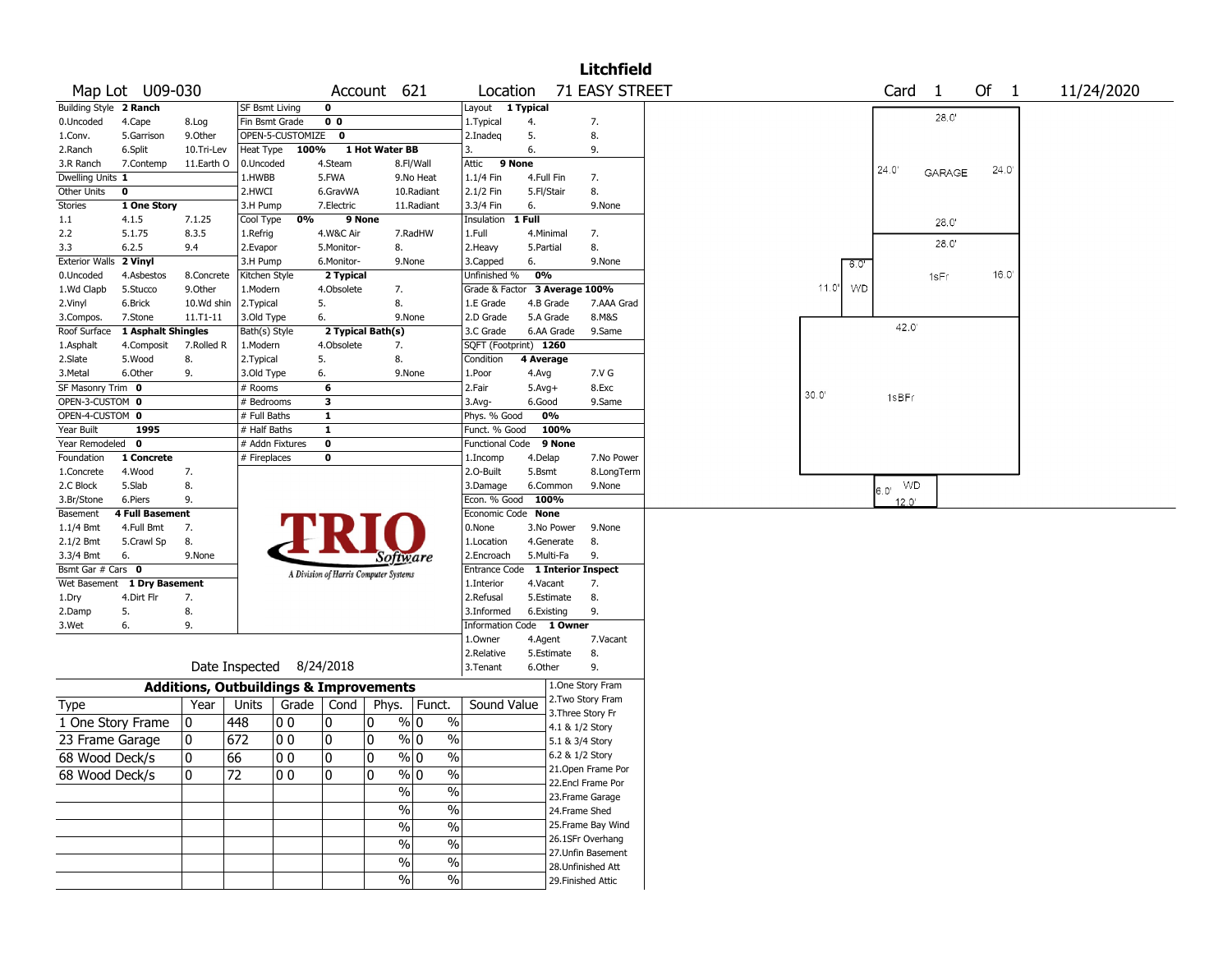# Litchfield

**Map Lot** U09-030 **Account** 621 **Location** 71 EASY STREET **Card** 1 **Of** 1 11/24/2020

| Building Style | 2 Ranch | | SF Bsmt Living | 0 | | | Layout | 1 Typical | |
|---|---|---|---|---|---|---|---|---|---|
| 0.Uncoded | 4.Cape | 8.Log | Fin Bsmt Grade | 0 0 | | | 1.Typical | 4. | 7. |
| 1.Conv. | 5.Garrison | 9.Other | OPEN-5-CUSTOMIZE | 0 | | | 2.Inadeq | 5. | 8. |
| 2.Ranch | 6.Split | 10.Tri-Lev | Heat Type | 100% | 1 Hot Water BB | | 3. | 6. | 9. |
| 3.R Ranch | 7.Contemp | 11.Earth O | 0.Uncoded | 4.Steam | 8.Fl/Wall | | Attic | 9 None | |
| Dwelling Units | 1 | | 1.HWBB | 5.FWA | 9.No Heat | | 1.1/4 Fin | 4.Full Fin | 7. |
| Other Units | 0 | | 2.HWCI | 6.GravWA | 10.Radiant | | 2.1/2 Fin | 5.Fl/Stair | 8. |
| Stories | 1 One Story | | 3.H Pump | 7.Electric | 11.Radiant | | 3.3/4 Fin | 6. | 9.None |
| 1.1 | 4.1.5 | 7.1.25 | Cool Type | 0% | 9 None | | Insulation | 1 Full | |
| 2.2 | 5.1.75 | 8.3.5 | 1.Refrig | 4.W&C Air | 7.RadHW | | 1.Full | 4.Minimal | 7. |
| 3.3 | 6.2.5 | 9.4 | 2.Evapor | 5.Monitor- | 8. | | 2.Heavy | 5.Partial | 8. |
| Exterior Walls | 2 Vinyl | | 3.H Pump | 6.Monitor- | 9.None | | 3.Capped | 6. | 9.None |
| 0.Uncoded | 4.Asbestos | 8.Concrete | Kitchen Style | 2 Typical | | | Unfinished % | 0% | |
| 1.Wd Clapb | 5.Stucco | 9.Other | 1.Modern | 4.Obsolete | 7. | | Grade & Factor | 3 Average 100% | |
| 2.Vinyl | 6.Brick | 10.Wd shin | 2.Typical | 5. | 8. | | 1.E Grade | 4.B Grade | 7.AAA Grad |
| 3.Compos. | 7.Stone | 11.T1-11 | 3.Old Type | 6. | 9.None | | 2.D Grade | 5.A Grade | 8.M&S |
| Roof Surface | 1 Asphalt Shingles | | Bath(s) Style | 2 Typical Bath(s) | | | 3.C Grade | 6.AA Grade | 9.Same |
| 1.Asphalt | 4.Composit | 7.Rolled R | 1.Modern | 4.Obsolete | 7. | | SQFT (Footprint) | 1260 | |
| 2.Slate | 5.Wood | 8. | 2.Typical | 5. | 8. | | Condition | 4 Average | |
| 3.Metal | 6.Other | 9. | 3.Old Type | 6. | 9.None | | 1.Poor | 4.Avg | 7.V G |
| SF Masonry Trim | 0 | | # Rooms | 6 | | | 2.Fair | 5.Avg+ | 8.Exc |
| OPEN-3-CUSTOM | 0 | | # Bedrooms | 3 | | | 3.Avg- | 6.Good | 9.Same |
| OPEN-4-CUSTOM | 0 | | # Full Baths | 1 | | | Phys. % Good | 0% | |
| Year Built | 1995 | | # Half Baths | 1 | | | Funct. % Good | 100% | |
| Year Remodeled | 0 | | # Addn Fixtures | 0 | | | Functional Code | 9 None | |
| Foundation | 1 Concrete | | # Fireplaces | 0 | | | 1.Incomp | 4.Delap | 7.No Power |
| 1.Concrete | 4.Wood | 7. | | | | | 2.O-Built | 5.Bsmt | 8.LongTerm |
| 2.C Block | 5.Slab | 8. | | | | | 3.Damage | 6.Common | 9.None |
| 3.Br/Stone | 6.Piers | 9. | | | | | Econ. % Good | 100% | |
| Basement | 4 Full Basement | | | | | | Economic Code | None | |
| 1.1/4 Bmt | 4.Full Bmt | 7. | | | | | 0.None | 3.No Power | 9.None |
| 2.1/2 Bmt | 5.Crawl Sp | 8. | | | | | 1.Location | 4.Generate | 8. |
| 3.3/4 Bmt | 6. | 9.None | | | | | 2.Encroach | 5.Multi-Fa | 9. |
| Bsmt Gar # Cars | 0 | | | | | | Entrance Code | 1 Interior Inspect | |
| Wet Basement | 1 Dry Basement | | | | | | 1.Interior | 4.Vacant | 7. |
| 1.Dry | 4.Dirt Flr | 7. | | | | | 2.Refusal | 5.Estimate | 8. |
| 2.Damp | 5. | 8. | | | | | 3.Informed | 6.Existing | 9. |
| 3.Wet | 6. | 9. | | | | | Information Code | 1 Owner | |
| | | | | | | | 1.Owner | 4.Agent | 7.Vacant |
| | | | | | | | 2.Relative | 5.Estimate | 8. |
| | | | Date Inspected | 8/24/2018 | | | 3.Tenant | 6.Other | 9. |

TRIO Software — A Division of Harris Computer Systems

## Additions, Outbuildings & Improvements

| Type | Year | Units | Grade | Cond | Phys. | Funct. | Sound Value |
|---|---|---|---|---|---|---|---|
| 1 One Story Frame | 0 | 448 | 0 0 | 0 | 0 % | 0 % | |
| 23 Frame Garage | 0 | 672 | 0 0 | 0 | 0 % | 0 % | |
| 68 Wood Deck/s | 0 | 66 | 0 0 | 0 | 0 % | 0 % | |
| 68 Wood Deck/s | 0 | 72 | 0 0 | 0 | 0 % | 0 % | |
| | | | | | % | % | |
| | | | | | % | % | |
| | | | | | % | % | |
| | | | | | % | % | |
| | | | | | % | % | |
| | | | | | % | % | |

1.One Story Fram
2.Two Story Fram
3.Three Story Fr
4.1 & 1/2 Story
5.1 & 3/4 Story
6.2 & 1/2 Story
21.Open Frame Por
22.Encl Frame Por
23.Frame Garage
24.Frame Shed
25.Frame Bay Wind
26.1SFr Overhang
27.Unfin Basement
28.Unfinished Att
29.Finished Attic

Sketch labels: GARAGE 28.0' x 24.0'; 1sFr 28.0' x 16.0'; WD 6.0' x 11.0'; 1sBFr 42.0' x 30.0'; WD 12.0' x 6.0'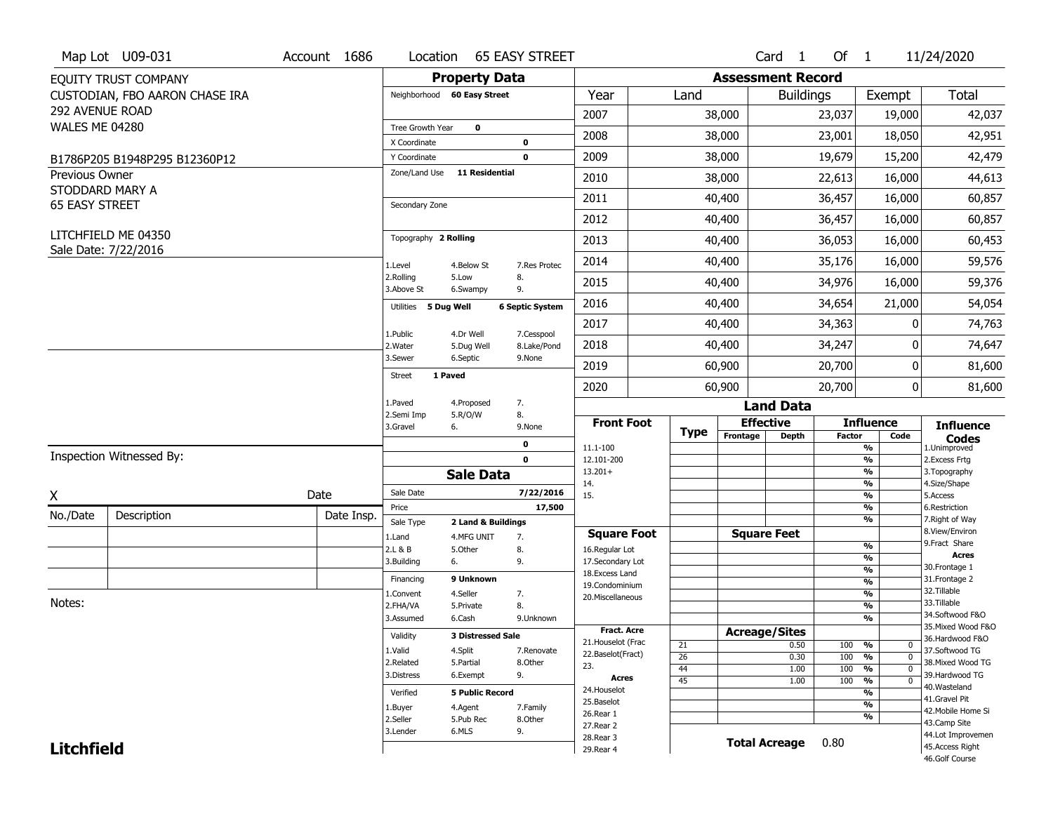Map Lot U09-031 | Account 1686 | Location 65 EASY STREET | Card 1 Of 1 | 11/24/2020

EQUITY TRUST COMPANY
CUSTODIAN, FBO AARON CHASE IRA
292 AVENUE ROAD
WALES ME 04280

B1786P205 B1948P295 B12360P12

Previous Owner
STODDARD MARY A
65 EASY STREET

LITCHFIELD ME 04350
Sale Date: 7/22/2016

## Property Data

Neighborhood **60 Easy Street**

Tree Growth Year **0**
X Coordinate **0**
Y Coordinate **0**
Zone/Land Use **11 Residential**

Secondary Zone

Topography **2 Rolling**

1.Level 4.Below St 7.Res Protec
2.Rolling 5.Low 8.
3.Above St 6.Swampy 9.

Utilities **5 Dug Well** **6 Septic System**

1.Public 4.Dr Well 7.Cesspool
2.Water 5.Dug Well 8.Lake/Pond
3.Sewer 6.Septic 9.None

Street **1 Paved**

1.Paved 4.Proposed 7.
2.Semi Imp 5.R/O/W 8.
3.Gravel 6. 9.None

0
0

## Sale Data

Sale Date **7/22/2016**
Price **17,500**
Sale Type **2 Land & Buildings**

1.Land 4.MFG UNIT 7.
2.L & B 5.Other 8.
3.Building 6. 9.

Financing **9 Unknown**

1.Convent 4.Seller 7.
2.FHA/VA 5.Private 8.
3.Assumed 6.Cash 9.Unknown

Validity **3 Distressed Sale**

1.Valid 4.Split 7.Renovate
2.Related 5.Partial 8.Other
3.Distress 6.Exempt 9.

Verified **5 Public Record**

1.Buyer 4.Agent 7.Family
2.Seller 5.Pub Rec 8.Other
3.Lender 6.MLS 9.

## Assessment Record

| Year | Land | Buildings | Exempt | Total |
|---|---|---|---|---|
| 2007 | 38,000 | 23,037 | 19,000 | 42,037 |
| 2008 | 38,000 | 23,001 | 18,050 | 42,951 |
| 2009 | 38,000 | 19,679 | 15,200 | 42,479 |
| 2010 | 38,000 | 22,613 | 16,000 | 44,613 |
| 2011 | 40,400 | 36,457 | 16,000 | 60,857 |
| 2012 | 40,400 | 36,457 | 16,000 | 60,857 |
| 2013 | 40,400 | 36,053 | 16,000 | 60,453 |
| 2014 | 40,400 | 35,176 | 16,000 | 59,576 |
| 2015 | 40,400 | 34,976 | 16,000 | 59,376 |
| 2016 | 40,400 | 34,654 | 21,000 | 54,054 |
| 2017 | 40,400 | 34,363 | 0 | 74,763 |
| 2018 | 40,400 | 34,247 | 0 | 74,647 |
| 2019 | 60,900 | 20,700 | 0 | 81,600 |
| 2020 | 60,900 | 20,700 | 0 | 81,600 |

## Land Data

| Front Foot | Type | Effective Frontage | Effective Depth | Influence Factor | Influence Code |
|---|---|---|---|---|---|
| 11.1-100 | | | | % | |
| 12.101-200 | | | | % | |
| 13.201+ | | | | % | |
| 14. | | | | % | |
| 15. | | | | % | |
| | | | | % | |
| | | | | % | |

| Square Foot | | Square Feet | | |
|---|---|---|---|---|
| 16.Regular Lot | | | % | |
| 17.Secondary Lot | | | % | |
| 18.Excess Land | | | % | |
| 19.Condominium | | | % | |
| 20.Miscellaneous | | | % | |
| | | | % | |
| | | | % | |

| Fract. Acre / Acres | Type | Acreage/Sites | Factor | Code |
|---|---|---|---|---|
| 21.Houselot (Frac | 21 | 0.50 | 100 % | 0 |
| 22.Baselot(Fract) | 26 | 0.30 | 100 % | 0 |
| 23. | 44 | 1.00 | 100 % | 0 |
| Acres | 45 | 1.00 | 100 % | 0 |
| 24.Houselot | | | % | |
| 25.Baselot | | | % | |
| 26.Rear 1 | | | % | |
| 27.Rear 2 | | | | |
| 28.Rear 3 | | | | |
| 29.Rear 4 | | | | |

**Total Acreage** 0.80

### Influence Codes

1.Unimproved
2.Excess Frtg
3.Topography
4.Size/Shape
5.Access
6.Restriction
7.Right of Way
8.View/Environ
9.Fract Share

**Acres**

30.Frontage 1
31.Frontage 2
32.Tillable
33.Tillable
34.Softwood F&O
35.Mixed Wood F&O
36.Hardwood F&O
37.Softwood TG
38.Mixed Wood TG
39.Hardwood TG
40.Wasteland
41.Gravel Pit
42.Mobile Home Si
43.Camp Site
44.Lot Improvemen
45.Access Right
46.Golf Course

Inspection Witnessed By:

X ______________________ Date

| No./Date | Description | Date Insp. |
|---|---|---|
| | | |
| | | |
| | | |

Notes:

**Litchfield**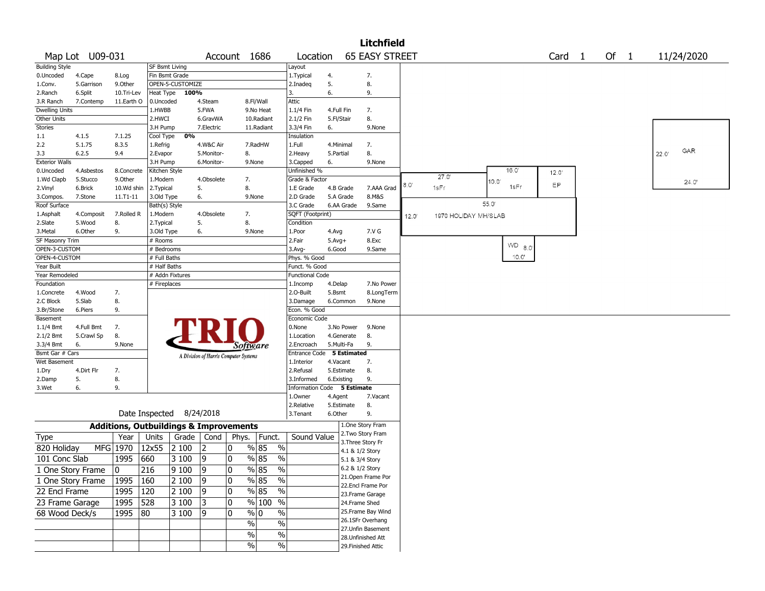# Litchfield

Map Lot U09-031 | Account 1686 | Location 65 EASY STREET | Card 1 Of 1 | 11/24/2020

| Building Style | | | SF Bsmt Living | | | Layout | | |
|---|---|---|---|---|---|---|---|---|
| 0.Uncoded | 4.Cape | 8.Log | Fin Bsmt Grade | | | 1.Typical | 4. | 7. |
| 1.Conv. | 5.Garrison | 9.Other | OPEN-5-CUSTOMIZE | | | 2.Inadeq | 5. | 8. |
| 2.Ranch | 6.Split | 10.Tri-Lev | Heat Type 100% | | | 3. | 6. | 9. |
| 3.R Ranch | 7.Contemp | 11.Earth O | 0.Uncoded | 4.Steam | 8.Fl/Wall | Attic | | |
| Dwelling Units | | | 1.HWBB | 5.FWA | 9.No Heat | 1.1/4 Fin | 4.Full Fin | 7. |
| Other Units | | | 2.HWCI | 6.GravWA | 10.Radiant | 2.1/2 Fin | 5.Fl/Stair | 8. |
| Stories | | | 3.H Pump | 7.Electric | 11.Radiant | 3.3/4 Fin | 6. | 9.None |
| 1.1 | 4.1.5 | 7.1.25 | Cool Type 0% | | | Insulation | | |
| 2.2 | 5.1.75 | 8.3.5 | 1.Refrig | 4.W&C Air | 7.RadHW | 1.Full | 4.Minimal | 7. |
| 3.3 | 6.2.5 | 9.4 | 2.Evapor | 5.Monitor- | 8. | 2.Heavy | 5.Partial | 8. |
| Exterior Walls | | | 3.H Pump | 6.Monitor- | 9.None | 3.Capped | 6. | 9.None |
| 0.Uncoded | 4.Asbestos | 8.Concrete | Kitchen Style | | | Unfinished % | | |
| 1.Wd Clapb | 5.Stucco | 9.Other | 1.Modern | 4.Obsolete | 7. | Grade & Factor | | |
| 2.Vinyl | 6.Brick | 10.Wd shin | 2.Typical | 5. | 8. | 1.E Grade | 4.B Grade | 7.AAA Grad |
| 3.Compos. | 7.Stone | 11.T1-11 | 3.Old Type | 6. | 9.None | 2.D Grade | 5.A Grade | 8.M&S |
| Roof Surface | | | Bath(s) Style | | | 3.C Grade | 6.AA Grade | 9.Same |
| 1.Asphalt | 4.Composit | 7.Rolled R | 1.Modern | 4.Obsolete | 7. | SQFT (Footprint) | | |
| 2.Slate | 5.Wood | 8. | 2.Typical | 5. | 8. | Condition | | |
| 3.Metal | 6.Other | 9. | 3.Old Type | 6. | 9.None | 1.Poor | 4.Avg | 7.V G |
| SF Masonry Trim | | | # Rooms | | | 2.Fair | 5.Avg+ | 8.Exc |
| OPEN-3-CUSTOM | | | # Bedrooms | | | 3.Avg- | 6.Good | 9.Same |
| OPEN-4-CUSTOM | | | # Full Baths | | | Phys. % Good | | |
| Year Built | | | # Half Baths | | | Funct. % Good | | |
| Year Remodeled | | | # Addn Fixtures | | | Functional Code | | |
| Foundation | | | # Fireplaces | | | 1.Incomp | 4.Delap | 7.No Power |
| 1.Concrete | 4.Wood | 7. | | | | 2.O-Built | 5.Bsmt | 8.LongTerm |
| 2.C Block | 5.Slab | 8. | | | | 3.Damage | 6.Common | 9.None |
| 3.Br/Stone | 6.Piers | 9. | | | | Econ. % Good | | |
| Basement | | | | | | Economic Code | | |
| 1.1/4 Bmt | 4.Full Bmt | 7. | | | | 0.None | 3.No Power | 9.None |
| 2.1/2 Bmt | 5.Crawl Sp | 8. | | | | 1.Location | 4.Generate | 8. |
| 3.3/4 Bmt | 6. | 9.None | | | | 2.Encroach | 5.Multi-Fa | 9. |
| Bsmt Gar # Cars | | | | | | Entrance Code 5 Estimated | | |
| Wet Basement | | | | | | 1.Interior | 4.Vacant | 7. |
| 1.Dry | 4.Dirt Flr | 7. | | | | 2.Refusal | 5.Estimate | 8. |
| 2.Damp | 5. | 8. | | | | 3.Informed | 6.Existing | 9. |
| 3.Wet | 6. | 9. | | | | Information Code 5 Estimate | | |
| | | | | | | 1.Owner | 4.Agent | 7.Vacant |
| | | | | | | 2.Relative | 5.Estimate | 8. |
| | | | Date Inspected 8/24/2018 | | | 3.Tenant | 6.Other | 9. |

TRIO Software — A Division of Harris Computer Systems

## Additions, Outbuildings & Improvements

| Type | Year | Units | Grade | Cond | Phys. | Funct. | Sound Value |
|---|---|---|---|---|---|---|---|
| 820 Holiday MFG | 1970 | 12x55 | 2 100 | 2 | 0 % | 85 % | |
| 101 Conc Slab | 1995 | 660 | 3 100 | 9 | 0 % | 85 % | |
| 1 One Story Frame | 0 | 216 | 9 100 | 9 | 0 % | 85 % | |
| 1 One Story Frame | 1995 | 160 | 2 100 | 9 | 0 % | 85 % | |
| 22 Encl Frame | 1995 | 120 | 2 100 | 9 | 0 % | 85 % | |
| 23 Frame Garage | 1995 | 528 | 3 100 | 3 | 0 % | 100 % | |
| 68 Wood Deck/s | 1995 | 80 | 3 100 | 9 | 0 % | 0 % | |
| | | | | | % | % | |
| | | | | | % | % | |
| | | | | | % | % | |

1.One Story Fram
2.Two Story Fram
3.Three Story Fr
4.1 & 1/2 Story
5.1 & 3/4 Story
6.2 & 1/2 Story
21.Open Frame Por
22.Encl Frame Por
23.Frame Garage
24.Frame Shed
25.Frame Bay Wind
26.1SFr Overhang
27.Unfin Basement
28.Unfinished Att
29.Finished Attic

Sketch labels: 27.0' | 8.0' | 1sFr | 16.0' | 10.0' | 1sFr | 12.0' | EP | 55.0' | 12.0' | 1970 HOLIDAY MH/SLAB | WD 8.0' | 10.0' | GAR 22.0' | 24.0'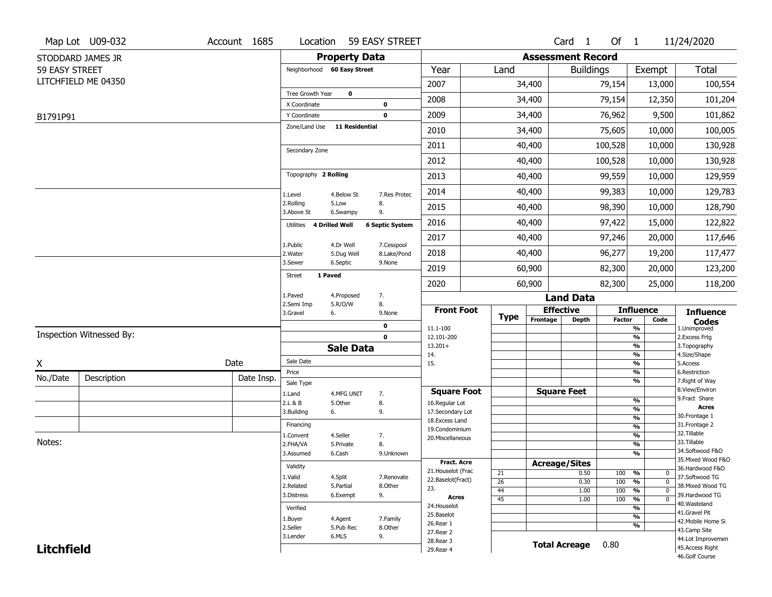Map Lot U09-032 | Account 1685 | Location 59 EASY STREET | Card 1 Of 1 | 11/24/2020

STODDARD JAMES JR
59 EASY STREET
LITCHFIELD ME 04350

B1791P91

## Property Data

Neighborhood **60 Easy Street**

Tree Growth Year **0**
X Coordinate **0**
Y Coordinate **0**
Zone/Land Use **11 Residential**

Secondary Zone

Topography **2 Rolling**

1.Level 4.Below St 7.Res Protec
2.Rolling 5.Low 8.
3.Above St 6.Swampy 9.

Utilities **4 Drilled Well** **6 Septic System**

1.Public 4.Dr Well 7.Cesspool
2.Water 5.Dug Well 8.Lake/Pond
3.Sewer 6.Septic 9.None

Street **1 Paved**

1.Paved 4.Proposed 7.
2.Semi Imp 5.R/O/W 8.
3.Gravel 6. 9.None

**0**
**0**

## Assessment Record

| Year | Land | Buildings | Exempt | Total |
|---|---|---|---|---|
| 2007 | 34,400 | 79,154 | 13,000 | 100,554 |
| 2008 | 34,400 | 79,154 | 12,350 | 101,204 |
| 2009 | 34,400 | 76,962 | 9,500 | 101,862 |
| 2010 | 34,400 | 75,605 | 10,000 | 100,005 |
| 2011 | 40,400 | 100,528 | 10,000 | 130,928 |
| 2012 | 40,400 | 100,528 | 10,000 | 130,928 |
| 2013 | 40,400 | 99,559 | 10,000 | 129,959 |
| 2014 | 40,400 | 99,383 | 10,000 | 129,783 |
| 2015 | 40,400 | 98,390 | 10,000 | 128,790 |
| 2016 | 40,400 | 97,422 | 15,000 | 122,822 |
| 2017 | 40,400 | 97,246 | 20,000 | 117,646 |
| 2018 | 40,400 | 96,277 | 19,200 | 117,477 |
| 2019 | 60,900 | 82,300 | 20,000 | 123,200 |
| 2020 | 60,900 | 82,300 | 25,000 | 118,200 |

## Land Data

| Front Foot | Type | Effective Frontage | Effective Depth | Influence Factor | Influence Code |
|---|---|---|---|---|---|
| 11.1-100 | | | | % | |
| 12.101-200 | | | | % | |
| 13.201+ | | | | % | |
| 14. | | | | % | |
| 15. | | | | % | |

| Square Foot | Square Feet | Factor |
|---|---|---|
| 16.Regular Lot | | % |
| 17.Secondary Lot | | % |
| 18.Excess Land | | % |
| 19.Condominium | | % |
| 20.Miscellaneous | | % |

| Fract. Acre / Acres | Type | Acreage/Sites | Factor | Code |
|---|---|---|---|---|
| 21.Houselot (Frac | 21 | 0.50 | 100 % | 0 |
| 22.Baselot(Fract) | 26 | 0.30 | 100 % | 0 |
| 23. | 44 | 1.00 | 100 % | 0 |
| 24.Houselot | 45 | 1.00 | 100 % | 0 |
| 25.Baselot | | | % | |
| 26.Rear 1 | | | % | |
| 27.Rear 2 | | | | |
| 28.Rear 3 | | | | |
| 29.Rear 4 | | | | |

**Total Acreage** 0.80

**Influence Codes**
1.Unimproved
2.Excess Frtg
3.Topography
4.Size/Shape
5.Access
6.Restriction
7.Right of Way
8.View/Environ
9.Fract Share

**Acres**
30.Frontage 1
31.Frontage 2
32.Tillable
33.Tillable
34.Softwood F&O
35.Mixed Wood F&O
36.Hardwood F&O
37.Softwood TG
38.Mixed Wood TG
39.Hardwood TG
40.Wasteland
41.Gravel Pit
42.Mobile Home Si
43.Camp Site
44.Lot Improvemen
45.Access Right
46.Golf Course

## Sale Data

Sale Date
Price
Sale Type
1.Land 4.MFG UNIT 7.
2.L & B 5.Other 8.
3.Building 6. 9.

Financing
1.Convent 4.Seller 7.
2.FHA/VA 5.Private 8.
3.Assumed 6.Cash 9.Unknown

Validity
1.Valid 4.Split 7.Renovate
2.Related 5.Partial 8.Other
3.Distress 6.Exempt 9.

Verified
1.Buyer 4.Agent 7.Family
2.Seller 5.Pub Rec 8.Other
3.Lender 6.MLS 9.

Inspection Witnessed By:

X Date

| No./Date | Description | Date Insp. |
|---|---|---|
| | | |
| | | |
| | | |

Notes:

**Litchfield**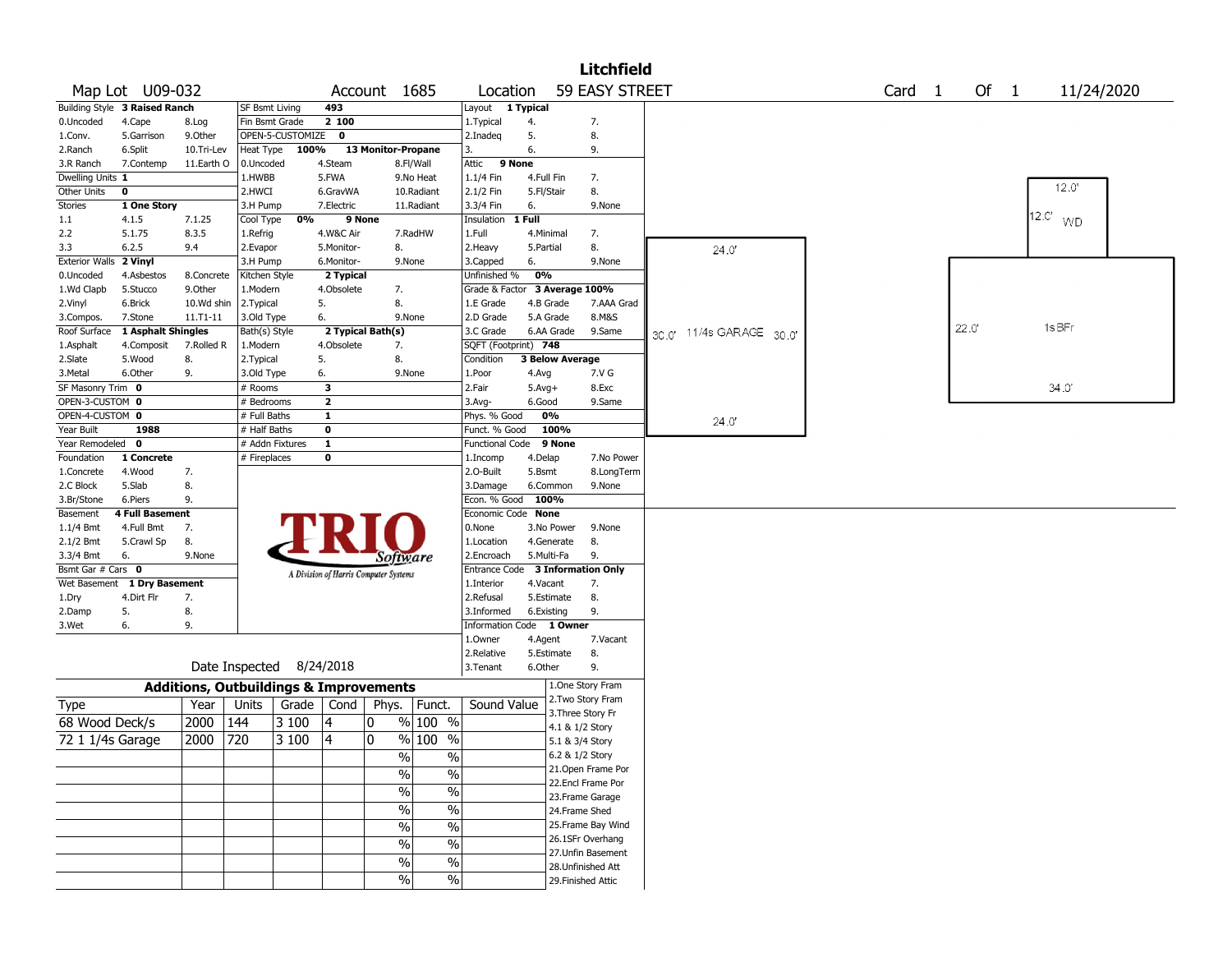# Litchfield

| Map Lot | U09-032 | Account | 1685 | Location | 59 EASY STREET | Card | 1 | Of | 1 | 11/24/2020 |
|---|---|---|---|---|---|---|---|---|---|---|

| Building Style | 3 Raised Ranch | SF Bsmt Living | 493 | Layout | 1 Typical |
|---|---|---|---|---|---|
| 0.Uncoded 4.Cape 8.Log | | Fin Bsmt Grade | 2 100 | 1.Typical 4. 7. | |
| 1.Conv. 5.Garrison 9.Other | | OPEN-5-CUSTOMIZE | 0 | 2.Inadeq 5. 8. | |
| 2.Ranch 6.Split 10.Tri-Lev | | Heat Type 100% | 13 Monitor-Propane | 3. 6. 9. | |
| 3.R Ranch 7.Contemp 11.Earth O | | 0.Uncoded 4.Steam 8.Fl/Wall | | Attic | 9 None |
| Dwelling Units | 1 | 1.HWBB 5.FWA 9.No Heat | | 1.1/4 Fin 4.Full Fin 7. | |
| Other Units | 0 | 2.HWCI 6.GravWA 10.Radiant | | 2.1/2 Fin 5.Fl/Stair 8. | |
| Stories | 1 One Story | 3.H Pump 7.Electric 11.Radiant | | 3.3/4 Fin 6. 9.None | |
| 1.1 4.1.5 7.1.25 | | Cool Type 0% | 9 None | Insulation | 1 Full |
| 2.2 5.1.75 8.3.5 | | 1.Refrig 4.W&C Air 7.RadHW | | 1.Full 4.Minimal 7. | |
| 3.3 6.2.5 9.4 | | 2.Evapor 5.Monitor- 8. | | 2.Heavy 5.Partial 8. | |
| Exterior Walls | 2 Vinyl | 3.H Pump 6.Monitor- 9.None | | 3.Capped 6. 9.None | |
| 0.Uncoded 4.Asbestos 8.Concrete | | Kitchen Style | 2 Typical | Unfinished % | 0% |
| 1.Wd Clapb 5.Stucco 9.Other | | 1.Modern 4.Obsolete 7. | | Grade & Factor | 3 Average 100% |
| 2.Vinyl 6.Brick 10.Wd shin | | 2.Typical 5. 8. | | 1.E Grade 4.B Grade 7.AAA Grad | |
| 3.Compos. 7.Stone 11.T1-11 | | 3.Old Type 6. 9.None | | 2.D Grade 5.A Grade 8.M&S | |
| Roof Surface | 1 Asphalt Shingles | Bath(s) Style | 2 Typical Bath(s) | 3.C Grade 6.AA Grade 9.Same | |
| 1.Asphalt 4.Composit 7.Rolled R | | 1.Modern 4.Obsolete 7. | | SQFT (Footprint) | 748 |
| 2.Slate 5.Wood 8. | | 2.Typical 5. 8. | | Condition | 3 Below Average |
| 3.Metal 6.Other 9. | | 3.Old Type 6. 9.None | | 1.Poor 4.Avg 7.V G | |
| SF Masonry Trim | 0 | # Rooms | 3 | 2.Fair 5.Avg+ 8.Exc | |
| OPEN-3-CUSTOM | 0 | # Bedrooms | 2 | 3.Avg- 6.Good 9.Same | |
| OPEN-4-CUSTOM | 0 | # Full Baths | 1 | Phys. % Good | 0% |
| Year Built | 1988 | # Half Baths | 0 | Funct. % Good | 100% |
| Year Remodeled | 0 | # Addn Fixtures | 1 | Functional Code | 9 None |
| Foundation | 1 Concrete | # Fireplaces | 0 | 1.Incomp 4.Delap 7.No Power | |
| 1.Concrete 4.Wood 7. | | | | 2.O-Built 5.Bsmt 8.LongTerm | |
| 2.C Block 5.Slab 8. | | | | 3.Damage 6.Common 9.None | |
| 3.Br/Stone 6.Piers 9. | | | | Econ. % Good | 100% |
| Basement | 4 Full Basement | | | Economic Code | None |
| 1.1/4 Bmt 4.Full Bmt 7. | | | | 0.None 3.No Power 9.None | |
| 2.1/2 Bmt 5.Crawl Sp 8. | | | | 1.Location 4.Generate 8. | |
| 3.3/4 Bmt 6. 9.None | | | | 2.Encroach 5.Multi-Fa 9. | |
| Bsmt Gar # Cars | 0 | | | Entrance Code | 3 Information Only |
| Wet Basement | 1 Dry Basement | | | 1.Interior 4.Vacant 7. | |
| 1.Dry 4.Dirt Flr 7. | | | | 2.Refusal 5.Estimate 8. | |
| 2.Damp 5. 8. | | | | 3.Informed 6.Existing 9. | |
| 3.Wet 6. 9. | | | | Information Code | 1 Owner |
| | | | | 1.Owner 4.Agent 7.Vacant | |
| | | | | 2.Relative 5.Estimate 8. | |
| | | Date Inspected | 8/24/2018 | 3.Tenant 6.Other 9. | |

TRIO Software — A Division of Harris Computer Systems

Sketch: 11/4s GARAGE 24.0' x 30.0'; 1s BFr 34.0' x 22.0'; WD 12.0' x 12.0'

## Additions, Outbuildings & Improvements

| Type | Year | Units | Grade | Cond | Phys. | Funct. | Sound Value |
|---|---|---|---|---|---|---|---|
| 68 Wood Deck/s | 2000 | 144 | 3 100 | 4 | 0 % | 100 % | |
| 72 1 1/4s Garage | 2000 | 720 | 3 100 | 4 | 0 % | 100 % | |
| | | | | | % | % | |
| | | | | | % | % | |
| | | | | | % | % | |
| | | | | | % | % | |
| | | | | | % | % | |
| | | | | | % | % | |
| | | | | | % | % | |
| | | | | | % | % | |

1.One Story Fram, 2.Two Story Fram, 3.Three Story Fr, 4.1 & 1/2 Story, 5.1 & 3/4 Story, 6.2 & 1/2 Story, 21.Open Frame Por, 22.Encl Frame Por, 23.Frame Garage, 24.Frame Shed, 25.Frame Bay Wind, 26.1SFr Overhang, 27.Unfin Basement, 28.Unfinished Att, 29.Finished Attic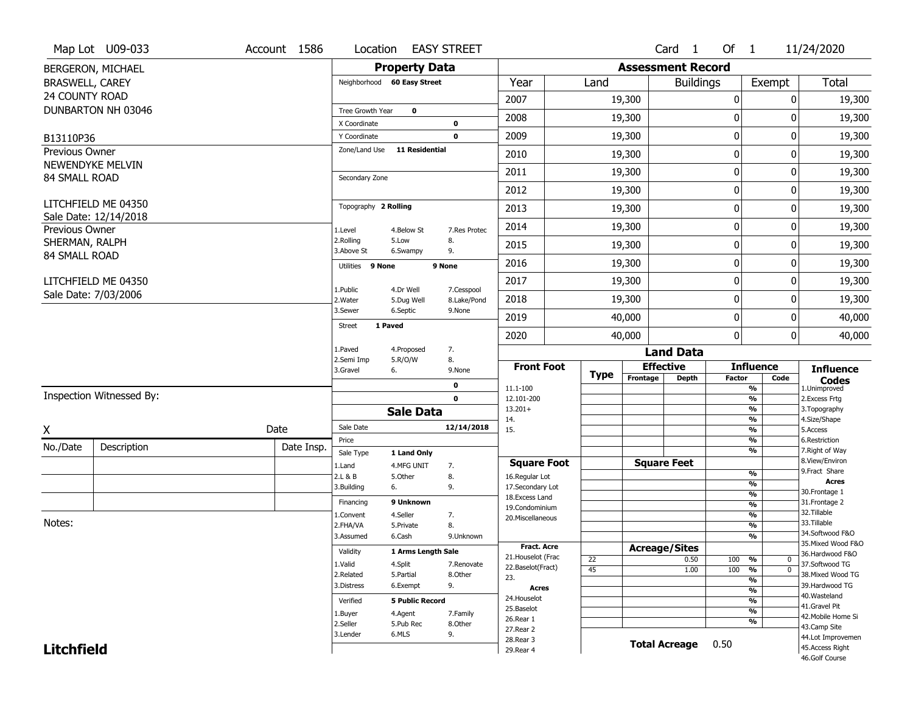Map Lot U09-033 | Account 1586 | Location EASY STREET | Card 1 Of 1 | 11/24/2020

BERGERON, MICHAEL
BRASWELL, CAREY
24 COUNTY ROAD
DUNBARTON NH 03046

B13110P36

Previous Owner
NEWENDYKE MELVIN
84 SMALL ROAD

LITCHFIELD ME 04350
Sale Date: 12/14/2018

Previous Owner
SHERMAN, RALPH
84 SMALL ROAD

LITCHFIELD ME 04350
Sale Date: 7/03/2006

## Property Data

Neighborhood **60 Easy Street**

Tree Growth Year **0**
X Coordinate **0**
Y Coordinate **0**
Zone/Land Use **11 Residential**

Secondary Zone

Topography **2 Rolling**

1.Level 4.Below St 7.Res Protec
2.Rolling 5.Low 8.
3.Above St 6.Swampy 9.

Utilities **9 None** **9 None**

1.Public 4.Dr Well 7.Cesspool
2.Water 5.Dug Well 8.Lake/Pond
3.Sewer 6.Septic 9.None

Street **1 Paved**

1.Paved 4.Proposed 7.
2.Semi Imp 5.R/O/W 8.
3.Gravel 6. 9.None

**0**
**0**

## Sale Data

Sale Date **12/14/2018**
Price
Sale Type **1 Land Only**

1.Land 4.MFG UNIT 7.
2.L & B 5.Other 8.
3.Building 6. 9.

Financing **9 Unknown**

1.Convent 4.Seller 7.
2.FHA/VA 5.Private 8.
3.Assumed 6.Cash 9.Unknown

Validity **1 Arms Length Sale**

1.Valid 4.Split 7.Renovate
2.Related 5.Partial 8.Other
3.Distress 6.Exempt 9.

Verified **5 Public Record**

1.Buyer 4.Agent 7.Family
2.Seller 5.Pub Rec 8.Other
3.Lender 6.MLS 9.

## Assessment Record

| Year | Land | Buildings | Exempt | Total |
|---|---|---|---|---|
| 2007 | 19,300 | 0 | 0 | 19,300 |
| 2008 | 19,300 | 0 | 0 | 19,300 |
| 2009 | 19,300 | 0 | 0 | 19,300 |
| 2010 | 19,300 | 0 | 0 | 19,300 |
| 2011 | 19,300 | 0 | 0 | 19,300 |
| 2012 | 19,300 | 0 | 0 | 19,300 |
| 2013 | 19,300 | 0 | 0 | 19,300 |
| 2014 | 19,300 | 0 | 0 | 19,300 |
| 2015 | 19,300 | 0 | 0 | 19,300 |
| 2016 | 19,300 | 0 | 0 | 19,300 |
| 2017 | 19,300 | 0 | 0 | 19,300 |
| 2018 | 19,300 | 0 | 0 | 19,300 |
| 2019 | 40,000 | 0 | 0 | 40,000 |
| 2020 | 40,000 | 0 | 0 | 40,000 |

## Land Data

| Type | Effective Frontage | Effective Depth | Influence Factor | Influence Code |
|---|---|---|---|---|
| 22 | | 0.50 | 100 % | 0 |
| 45 | | 1.00 | 100 % | 0 |

Front Foot: 11.1-100, 12.101-200, 13.201+, 14., 15.

Square Foot: 16.Regular Lot, 17.Secondary Lot, 18.Excess Land, 19.Condominium, 20.Miscellaneous

Fract. Acre: 21.Houselot (Frac, 22.Baselot(Fract), 23.

Acres: 24.Houselot, 25.Baselot, 26.Rear 1, 27.Rear 2, 28.Rear 3, 29.Rear 4

**Total Acreage** 0.50

**Influence Codes**
1.Unimproved
2.Excess Frtg
3.Topography
4.Size/Shape
5.Access
6.Restriction
7.Right of Way
8.View/Environ
9.Fract Share
**Acres**
30.Frontage 1
31.Frontage 2
32.Tillable
33.Tillable
34.Softwood F&O
35.Mixed Wood F&O
36.Hardwood F&O
37.Softwood TG
38.Mixed Wood TG
39.Hardwood TG
40.Wasteland
41.Gravel Pit
42.Mobile Home Si
43.Camp Site
44.Lot Improvemen
45.Access Right
46.Golf Course

Inspection Witnessed By:

X Date

| No./Date | Description | Date Insp. |
|---|---|---|
| | | |
| | | |
| | | |

Notes:

**Litchfield**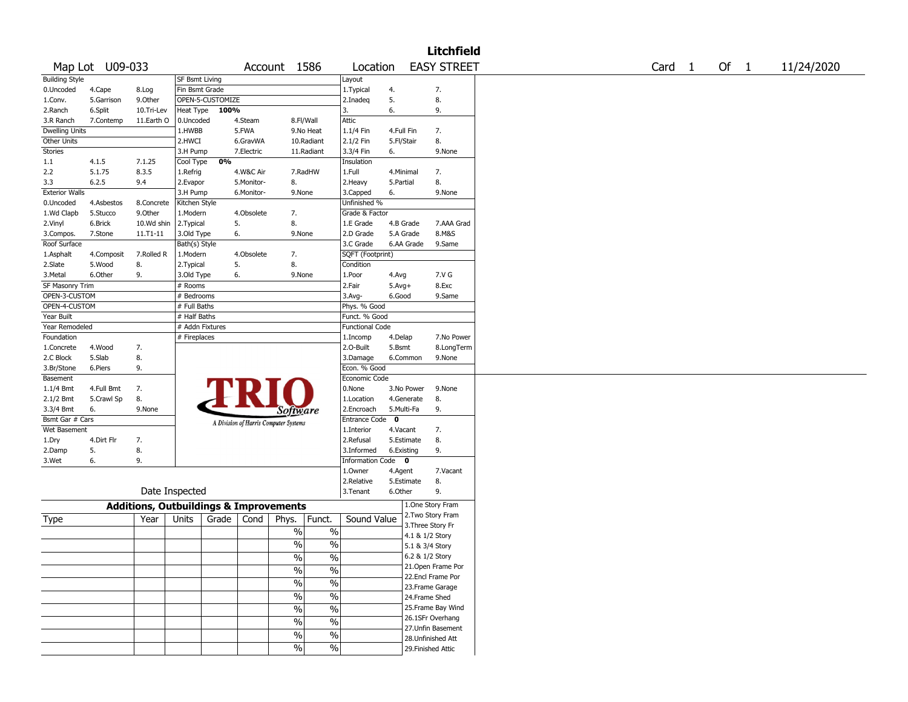# Litchfield

Map Lot U09-033 | Account 1586 | Location EASY STREET | Card 1 Of 1 | 11/24/2020

| Building Style | | | SF Bsmt Living | | | Layout | | |
|---|---|---|---|---|---|---|---|---|
| 0.Uncoded | 4.Cape | 8.Log | Fin Bsmt Grade | | | 1.Typical | 4. | 7. |
| 1.Conv. | 5.Garrison | 9.Other | OPEN-5-CUSTOMIZE | | | 2.Inadeq | 5. | 8. |
| 2.Ranch | 6.Split | 10.Tri-Lev | Heat Type 100% | | | 3. | 6. | 9. |
| 3.R Ranch | 7.Contemp | 11.Earth O | 0.Uncoded | 4.Steam | 8.Fl/Wall | Attic | | |
| Dwelling Units | | | 1.HWBB | 5.FWA | 9.No Heat | 1.1/4 Fin | 4.Full Fin | 7. |
| Other Units | | | 2.HWCI | 6.GravWA | 10.Radiant | 2.1/2 Fin | 5.Fl/Stair | 8. |
| Stories | | | 3.H Pump | 7.Electric | 11.Radiant | 3.3/4 Fin | 6. | 9.None |
| 1.1 | 4.1.5 | 7.1.25 | Cool Type 0% | | | Insulation | | |
| 2.2 | 5.1.75 | 8.3.5 | 1.Refrig | 4.W&C Air | 7.RadHW | 1.Full | 4.Minimal | 7. |
| 3.3 | 6.2.5 | 9.4 | 2.Evapor | 5.Monitor- | 8. | 2.Heavy | 5.Partial | 8. |
| Exterior Walls | | | 3.H Pump | 6.Monitor- | 9.None | 3.Capped | 6. | 9.None |
| 0.Uncoded | 4.Asbestos | 8.Concrete | Kitchen Style | | | Unfinished % | | |
| 1.Wd Clapb | 5.Stucco | 9.Other | 1.Modern | 4.Obsolete | 7. | Grade & Factor | | |
| 2.Vinyl | 6.Brick | 10.Wd shin | 2.Typical | 5. | 8. | 1.E Grade | 4.B Grade | 7.AAA Grad |
| 3.Compos. | 7.Stone | 11.T1-11 | 3.Old Type | 6. | 9.None | 2.D Grade | 5.A Grade | 8.M&S |
| Roof Surface | | | Bath(s) Style | | | 3.C Grade | 6.AA Grade | 9.Same |
| 1.Asphalt | 4.Composit | 7.Rolled R | 1.Modern | 4.Obsolete | 7. | SQFT (Footprint) | | |
| 2.Slate | 5.Wood | 8. | 2.Typical | 5. | 8. | Condition | | |
| 3.Metal | 6.Other | 9. | 3.Old Type | 6. | 9.None | 1.Poor | 4.Avg | 7.V G |
| SF Masonry Trim | | | # Rooms | | | 2.Fair | 5.Avg+ | 8.Exc |
| OPEN-3-CUSTOM | | | # Bedrooms | | | 3.Avg- | 6.Good | 9.Same |
| OPEN-4-CUSTOM | | | # Full Baths | | | Phys. % Good | | |
| Year Built | | | # Half Baths | | | Funct. % Good | | |
| Year Remodeled | | | # Addn Fixtures | | | Functional Code | | |
| Foundation | | | # Fireplaces | | | 1.Incomp | 4.Delap | 7.No Power |
| 1.Concrete | 4.Wood | 7. | | | | 2.O-Built | 5.Bsmt | 8.LongTerm |
| 2.C Block | 5.Slab | 8. | | | | 3.Damage | 6.Common | 9.None |
| 3.Br/Stone | 6.Piers | 9. | | | | Econ. % Good | | |
| Basement | | | | | | Economic Code | | |
| 1.1/4 Bmt | 4.Full Bmt | 7. | | | | 0.None | 3.No Power | 9.None |
| 2.1/2 Bmt | 5.Crawl Sp | 8. | | | | 1.Location | 4.Generate | 8. |
| 3.3/4 Bmt | 6. | 9.None | | | | 2.Encroach | 5.Multi-Fa | 9. |
| Bsmt Gar # Cars | | | | | | Entrance Code 0 | | |
| Wet Basement | | | | | | 1.Interior | 4.Vacant | 7. |
| 1.Dry | 4.Dirt Flr | 7. | | | | 2.Refusal | 5.Estimate | 8. |
| 2.Damp | 5. | 8. | | | | 3.Informed | 6.Existing | 9. |
| 3.Wet | 6. | 9. | | | | Information Code 0 | | |
| | | | | | | 1.Owner | 4.Agent | 7.Vacant |
| | | | | | | 2.Relative | 5.Estimate | 8. |
| Date Inspected | | | | | | 3.Tenant | 6.Other | 9. |

TRIO Software — A Division of Harris Computer Systems

## Additions, Outbuildings & Improvements

| Type | Year | Units | Grade | Cond | Phys. | Funct. | Sound Value | |
|---|---|---|---|---|---|---|---|---|
| | | | | | % | % | | 1.One Story Fram |
| | | | | | % | % | | 2.Two Story Fram |
| | | | | | % | % | | 3.Three Story Fr |
| | | | | | % | % | | 4.1 & 1/2 Story |
| | | | | | % | % | | 5.1 & 3/4 Story |
| | | | | | % | % | | 6.2 & 1/2 Story |
| | | | | | % | % | | 21.Open Frame Por |
| | | | | | % | % | | 22.Encl Frame Por |
| | | | | | % | % | | 23.Frame Garage |
| | | | | | % | % | | 24.Frame Shed |
| | | | | | | | | 25.Frame Bay Wind |
| | | | | | | | | 26.1SFr Overhang |
| | | | | | | | | 27.Unfin Basement |
| | | | | | | | | 28.Unfinished Att |
| | | | | | | | | 29.Finished Attic |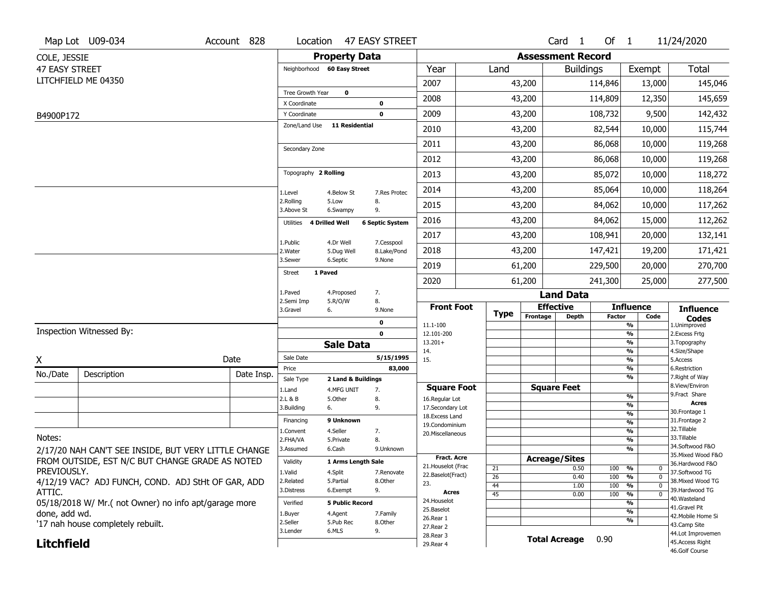Map Lot U09-034 | Account 828 | Location 47 EASY STREET | Card 1 Of 1 | 11/24/2020

COLE, JESSIE
47 EASY STREET
LITCHFIELD ME 04350

B4900P172

## Property Data

Neighborhood **60 Easy Street**

| | |
|---|---|
| Tree Growth Year | 0 |
| X Coordinate | 0 |
| Y Coordinate | 0 |
| Zone/Land Use | 11 Residential |
| Secondary Zone | |
| Topography | 2 Rolling |
| Utilities | 4 Drilled Well, 6 Septic System |
| Street | 1 Paved |

Topography codes: 1.Level, 2.Rolling, 3.Above St, 4.Below St, 5.Low, 6.Swampy, 7.Res Protec, 8., 9.

Utilities codes: 1.Public, 2.Water, 3.Sewer, 4.Dr Well, 5.Dug Well, 6.Septic, 7.Cesspool, 8.Lake/Pond, 9.None

Street codes: 1.Paved, 2.Semi Imp, 3.Gravel, 4.Proposed, 5.R/O/W, 6., 7., 8., 9.None

## Sale Data

| | |
|---|---|
| Sale Date | 5/15/1995 |
| Price | 83,000 |
| Sale Type | 2 Land & Buildings |
| Financing | 9 Unknown |
| Validity | 1 Arms Length Sale |
| Verified | 5 Public Record |

Sale Type codes: 1.Land, 2.L & B, 3.Building, 4.MFG UNIT, 5.Other, 6., 7., 8., 9.

Financing codes: 1.Convent, 2.FHA/VA, 3.Assumed, 4.Seller, 5.Private, 6.Cash, 7., 8., 9.Unknown

Validity codes: 1.Valid, 2.Related, 3.Distress, 4.Split, 5.Partial, 6.Exempt, 7.Renovate, 8.Other, 9.

Verified codes: 1.Buyer, 2.Seller, 3.Lender, 4.Agent, 5.Pub Rec, 6.MLS, 7.Family, 8.Other, 9.

## Assessment Record

| Year | Land | Buildings | Exempt | Total |
|---|---|---|---|---|
| 2007 | 43,200 | 114,846 | 13,000 | 145,046 |
| 2008 | 43,200 | 114,809 | 12,350 | 145,659 |
| 2009 | 43,200 | 108,732 | 9,500 | 142,432 |
| 2010 | 43,200 | 82,544 | 10,000 | 115,744 |
| 2011 | 43,200 | 86,068 | 10,000 | 119,268 |
| 2012 | 43,200 | 86,068 | 10,000 | 119,268 |
| 2013 | 43,200 | 85,072 | 10,000 | 118,272 |
| 2014 | 43,200 | 85,064 | 10,000 | 118,264 |
| 2015 | 43,200 | 84,062 | 10,000 | 117,262 |
| 2016 | 43,200 | 84,062 | 15,000 | 112,262 |
| 2017 | 43,200 | 108,941 | 20,000 | 132,141 |
| 2018 | 43,200 | 147,421 | 19,200 | 171,421 |
| 2019 | 61,200 | 229,500 | 20,000 | 270,700 |
| 2020 | 61,200 | 241,300 | 25,000 | 277,500 |

## Land Data

| Type | Effective Frontage | Effective Depth | Influence Factor | Influence Code |
|---|---|---|---|---|
| 21 | | 0.50 | 100 % | 0 |
| 26 | | 0.40 | 100 % | 0 |
| 44 | | 1.00 | 100 % | 0 |
| 45 | | 0.00 | 100 % | 0 |

Front Foot: 11.1-100, 12.101-200, 13.201+, 14., 15.

Square Foot: 16.Regular Lot, 17.Secondary Lot, 18.Excess Land, 19.Condominium, 20.Miscellaneous

Fract. Acre: 21.Houselot (Frac, 22.Baselot(Fract), 23.

Acres: 24.Houselot, 25.Baselot, 26.Rear 1, 27.Rear 2, 28.Rear 3, 29.Rear 4

**Total Acreage** 0.90

Influence Codes: 1.Unimproved, 2.Excess Frtg, 3.Topography, 4.Size/Shape, 5.Access, 6.Restriction, 7.Right of Way, 8.View/Environ, 9.Fract Share

Acres: 30.Frontage 1, 31.Frontage 2, 32.Tillable, 33.Tillable, 34.Softwood F&O, 35.Mixed Wood F&O, 36.Hardwood F&O, 37.Softwood TG, 38.Mixed Wood TG, 39.Hardwood TG, 40.Wasteland, 41.Gravel Pit, 42.Mobile Home Si, 43.Camp Site, 44.Lot Improvemen, 45.Access Right, 46.Golf Course

Inspection Witnessed By:

X _______________ Date

| No./Date | Description | Date Insp. |
|---|---|---|
| | | |
| | | |
| | | |

Notes:

2/17/20 NAH CAN'T SEE INSIDE, BUT VERY LITTLE CHANGE FROM OUTSIDE, EST N/C BUT CHANGE GRADE AS NOTED PREVIOUSLY.
4/12/19 VAC? ADJ FUNCH, COND. ADJ StHt OF GAR, ADD ATTIC.
05/18/2018 W/ Mr.( not Owner) no info apt/garage more done, add wd.
'17 nah house completely rebuilt.

**Litchfield**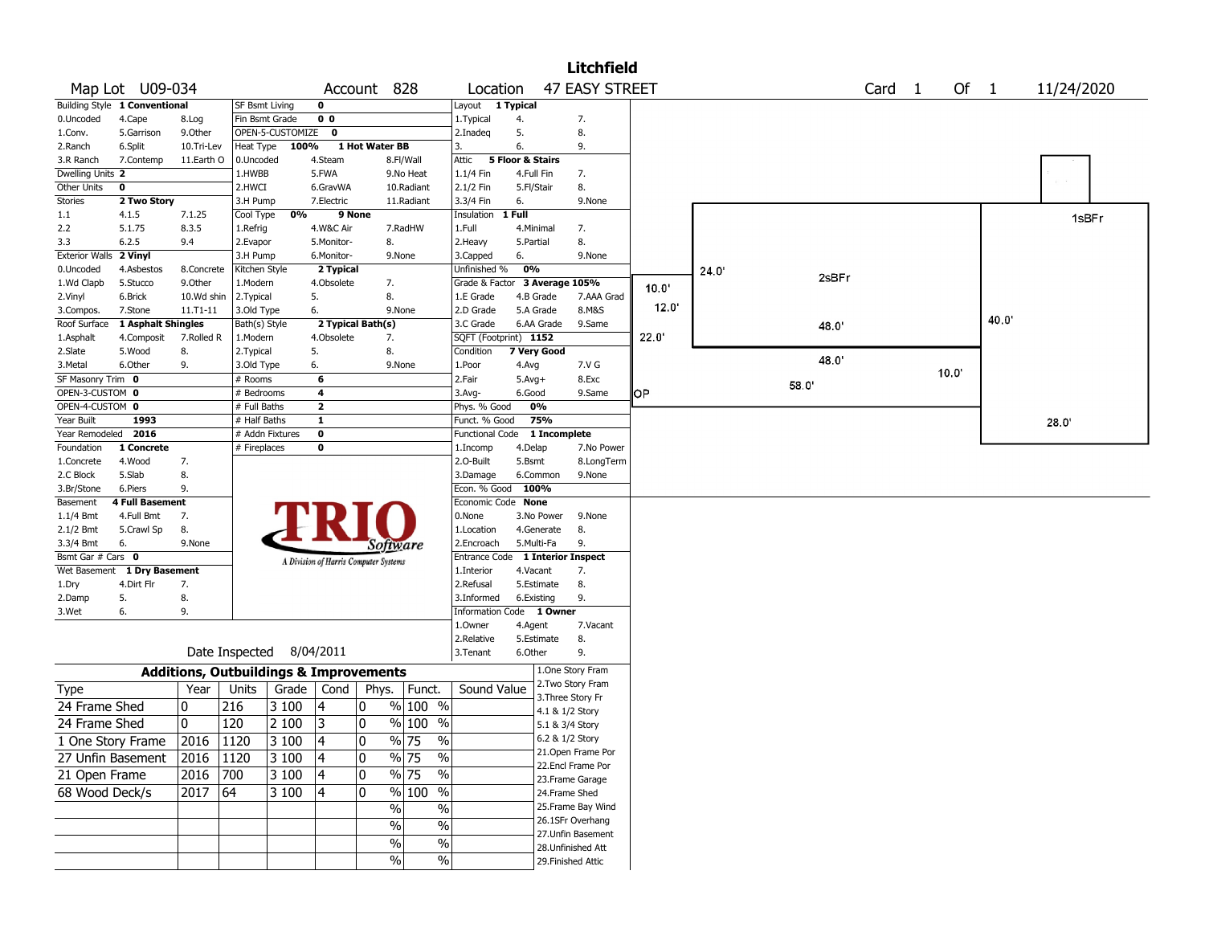# Litchfield

Map Lot U09-034 | Account 828 | Location 47 EASY STREET | Card 1 Of 1 | 11/24/2020

| | | | | | | | | | | | |
|---|---|---|---|---|---|---|---|---|---|---|---|
| Building Style | 1 Conventional | | SF Bsmt Living | 0 | | | | Layout | 1 Typical | | |
| 0.Uncoded | 4.Cape | 8.Log | Fin Bsmt Grade | 0 0 | | | | 1.Typical | 4. | 7. | |
| 1.Conv. | 5.Garrison | 9.Other | OPEN-5-CUSTOMIZE | 0 | | | | 2.Inadeq | 5. | 8. | |
| 2.Ranch | 6.Split | 10.Tri-Lev | Heat Type | 100% | 1 Hot Water BB | | | 3. | 6. | 9. | |
| 3.R Ranch | 7.Contemp | 11.Earth O | 0.Uncoded | 4.Steam | 8.Fl/Wall | | | Attic | 5 Floor & Stairs | | |
| Dwelling Units | 2 | | 1.HWBB | 5.FWA | 9.No Heat | | | 1.1/4 Fin | 4.Full Fin | 7. | |
| Other Units | 0 | | 2.HWCI | 6.GravWA | 10.Radiant | | | 2.1/2 Fin | 5.Fl/Stair | 8. | |
| Stories | 2 Two Story | | 3.H Pump | 7.Electric | 11.Radiant | | | 3.3/4 Fin | 6. | 9.None | |
| 1.1 | 4.1.5 | 7.1.25 | Cool Type | 0% | 9 None | | | Insulation | 1 Full | | |
| 2.2 | 5.1.75 | 8.3.5 | 1.Refrig | 4.W&C Air | 7.RadHW | | | 1.Full | 4.Minimal | 7. | |
| 3.3 | 6.2.5 | 9.4 | 2.Evapor | 5.Monitor- | 8. | | | 2.Heavy | 5.Partial | 8. | |
| Exterior Walls | 2 Vinyl | | 3.H Pump | 6.Monitor- | 9.None | | | 3.Capped | 6. | 9.None | |
| 0.Uncoded | 4.Asbestos | 8.Concrete | Kitchen Style | 2 Typical | | | | Unfinished % | 0% | | |
| 1.Wd Clapb | 5.Stucco | 9.Other | 1.Modern | 4.Obsolete | 7. | | | Grade & Factor | 3 Average 105% | | |
| 2.Vinyl | 6.Brick | 10.Wd shin | 2.Typical | 5. | 8. | | | 1.E Grade | 4.B Grade | 7.AAA Grad | |
| 3.Compos. | 7.Stone | 11.T1-11 | 3.Old Type | 6. | 9.None | | | 2.D Grade | 5.A Grade | 8.M&S | |
| Roof Surface | 1 Asphalt Shingles | | Bath(s) Style | 2 Typical Bath(s) | | | | 3.C Grade | 6.AA Grade | 9.Same | |
| 1.Asphalt | 4.Composit | 7.Rolled R | 1.Modern | 4.Obsolete | 7. | | | SQFT (Footprint) | 1152 | | |
| 2.Slate | 5.Wood | 8. | 2.Typical | 5. | 8. | | | Condition | 7 Very Good | | |
| 3.Metal | 6.Other | 9. | 3.Old Type | 6. | 9.None | | | 1.Poor | 4.Avg | 7.V G | |
| SF Masonry Trim | 0 | | # Rooms | 6 | | | | 2.Fair | 5.Avg+ | 8.Exc | |
| OPEN-3-CUSTOM | 0 | | # Bedrooms | 4 | | | | 3.Avg- | 6.Good | 9.Same | |
| OPEN-4-CUSTOM | 0 | | # Full Baths | 2 | | | | Phys. % Good | 0% | | |
| Year Built | 1993 | | # Half Baths | 1 | | | | Funct. % Good | 75% | | |
| Year Remodeled | 2016 | | # Addn Fixtures | 0 | | | | Functional Code | 1 Incomplete | | |
| Foundation | 1 Concrete | | # Fireplaces | 0 | | | | 1.Incomp | 4.Delap | 7.No Power | |
| 1.Concrete | 4.Wood | 7. | | | | | | 2.O-Built | 5.Bsmt | 8.LongTerm | |
| 2.C Block | 5.Slab | 8. | | | | | | 3.Damage | 6.Common | 9.None | |
| 3.Br/Stone | 6.Piers | 9. | | | | | | Econ. % Good | 100% | | |
| Basement | 4 Full Basement | | | | | | | Economic Code | None | | |
| 1.1/4 Bmt | 4.Full Bmt | 7. | | | | | | 0.None | 3.No Power | 9.None | |
| 2.1/2 Bmt | 5.Crawl Sp | 8. | | | | | | 1.Location | 4.Generate | 8. | |
| 3.3/4 Bmt | 6. | 9.None | | | | | | 2.Encroach | 5.Multi-Fa | 9. | |
| Bsmt Gar # Cars | 0 | | | | | | | Entrance Code | 1 Interior Inspect | | |
| Wet Basement | 1 Dry Basement | | | | | | | 1.Interior | 4.Vacant | 7. | |
| 1.Dry | 4.Dirt Flr | 7. | | | | | | 2.Refusal | 5.Estimate | 8. | |
| 2.Damp | 5. | 8. | | | | | | 3.Informed | 6.Existing | 9. | |
| 3.Wet | 6. | 9. | | | | | | Information Code | 1 Owner | | |
| | | | | | | | | 1.Owner | 4.Agent | 7.Vacant | |
| | | | | | | | | 2.Relative | 5.Estimate | 8. | |
| | | | | | | | | 3.Tenant | 6.Other | 9. | |

TRIO Software
A Division of Harris Computer Systems

Date Inspected 8/04/2011

Sketch labels: 1sBFr, 2sBFr, OP, 24.0', 10.0', 12.0', 22.0', 48.0', 48.0', 58.0', 10.0', 40.0', 28.0'

## Additions, Outbuildings & Improvements

| Type | Year | Units | Grade | Cond | Phys. | Funct. | Sound Value |
|---|---|---|---|---|---|---|---|
| 24 Frame Shed | 0 | 216 | 3 100 | 4 | 0 % | 100 % | |
| 24 Frame Shed | 0 | 120 | 2 100 | 3 | 0 % | 100 % | |
| 1 One Story Frame | 2016 | 1120 | 3 100 | 4 | 0 % | 75 % | |
| 27 Unfin Basement | 2016 | 1120 | 3 100 | 4 | 0 % | 75 % | |
| 21 Open Frame | 2016 | 700 | 3 100 | 4 | 0 % | 75 % | |
| 68 Wood Deck/s | 2017 | 64 | 3 100 | 4 | 0 % | 100 % | |
| | | | | | % | % | |
| | | | | | % | % | |
| | | | | | % | % | |
| | | | | | % | % | |

1.One Story Fram
2.Two Story Fram
3.Three Story Fr
4.1 & 1/2 Story
5.1 & 3/4 Story
6.2 & 1/2 Story
21.Open Frame Por
22.Encl Frame Por
23.Frame Garage
24.Frame Shed
25.Frame Bay Wind
26.1SFr Overhang
27.Unfin Basement
28.Unfinished Att
29.Finished Attic